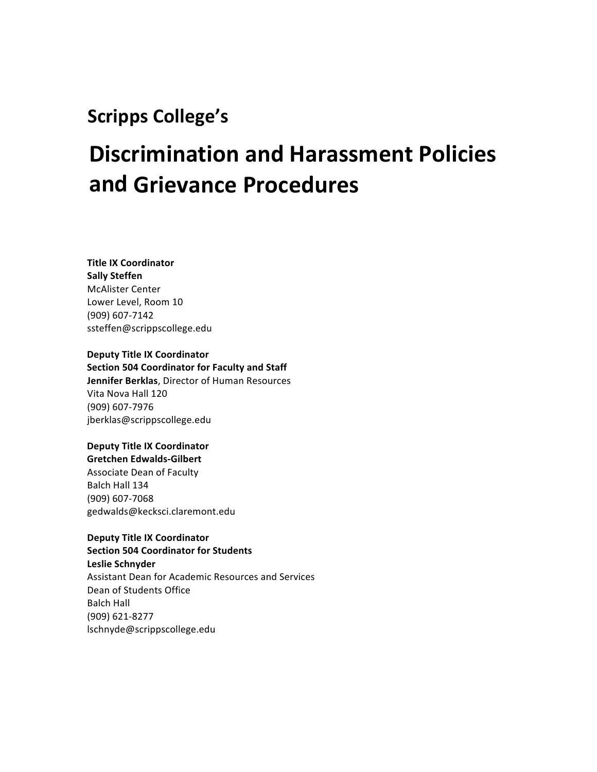## Scripps College's

# Discrimination and Harassment Policies and Grievance Procedures

**Title IX Coordinator**
**Sally Steffen**
McAlister Center
Lower Level, Room 10
(909) 607-7142
ssteffen@scrippscollege.edu

**Deputy Title IX Coordinator**
**Section 504 Coordinator for Faculty and Staff**
**Jennifer Berklas**, Director of Human Resources
Vita Nova Hall 120
(909) 607-7976
jberklas@scrippscollege.edu

**Deputy Title IX Coordinator**
**Gretchen Edwalds-Gilbert**
Associate Dean of Faculty
Balch Hall 134
(909) 607-7068
gedwalds@kecksci.claremont.edu

**Deputy Title IX Coordinator**
**Section 504 Coordinator for Students**
**Leslie Schnyder**
Assistant Dean for Academic Resources and Services
Dean of Students Office
Balch Hall
(909) 621-8277
lschnyde@scrippscollege.edu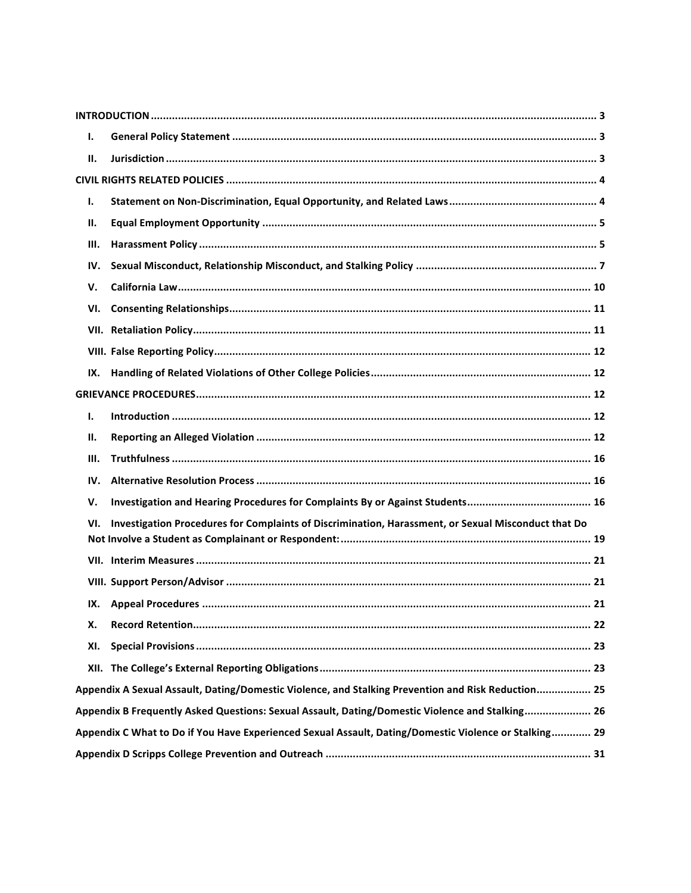**INTRODUCTION** .......... 3

- **I. General Policy Statement** .......... 3
- **II. Jurisdiction** .......... 3

**CIVIL RIGHTS RELATED POLICIES** .......... 4

- **I. Statement on Non-Discrimination, Equal Opportunity, and Related Laws** .......... 4
- **II. Equal Employment Opportunity** .......... 5
- **III. Harassment Policy** .......... 5
- **IV. Sexual Misconduct, Relationship Misconduct, and Stalking Policy** .......... 7
- **V. California Law** .......... 10
- **VI. Consenting Relationships** .......... 11
- **VII. Retaliation Policy** .......... 11
- **VIII. False Reporting Policy** .......... 12
- **IX. Handling of Related Violations of Other College Policies** .......... 12

**GRIEVANCE PROCEDURES** .......... 12

- **I. Introduction** .......... 12
- **II. Reporting an Alleged Violation** .......... 12
- **III. Truthfulness** .......... 16
- **IV. Alternative Resolution Process** .......... 16
- **V. Investigation and Hearing Procedures for Complaints By or Against Students** .......... 16
- **VI. Investigation Procedures for Complaints of Discrimination, Harassment, or Sexual Misconduct that Do Not Involve a Student as Complainant or Respondent:** .......... 19
- **VII. Interim Measures** .......... 21
- **VIII. Support Person/Advisor** .......... 21
- **IX. Appeal Procedures** .......... 21
- **X. Record Retention** .......... 22
- **XI. Special Provisions** .......... 23
- **XII. The College's External Reporting Obligations** .......... 23

**Appendix A Sexual Assault, Dating/Domestic Violence, and Stalking Prevention and Risk Reduction** .......... 25

**Appendix B Frequently Asked Questions: Sexual Assault, Dating/Domestic Violence and Stalking** .......... 26

**Appendix C What to Do if You Have Experienced Sexual Assault, Dating/Domestic Violence or Stalking** .......... 29

**Appendix D Scripps College Prevention and Outreach** .......... 31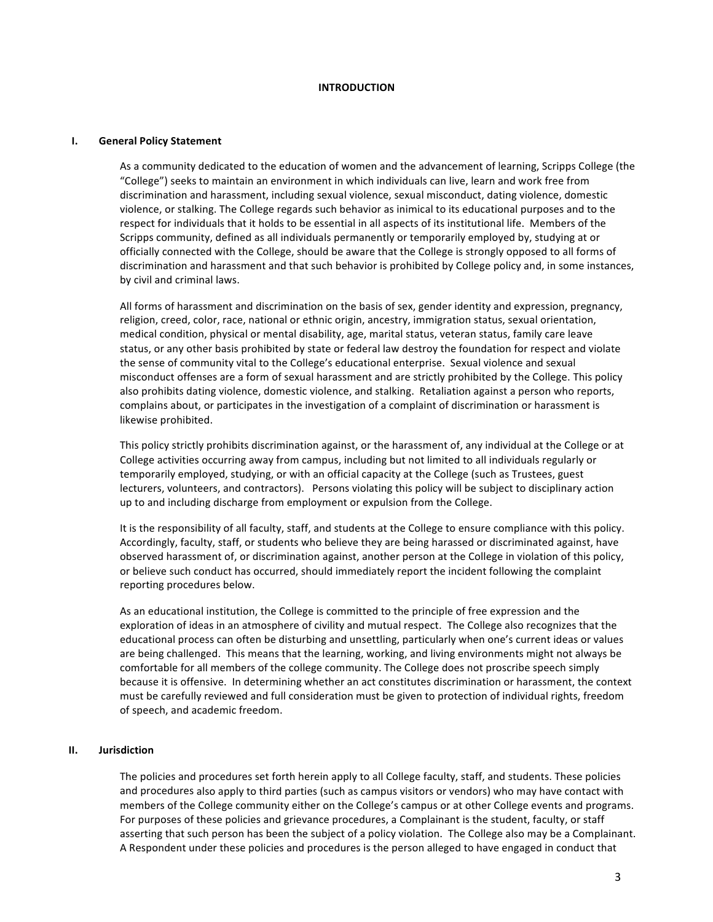# INTRODUCTION

## I. General Policy Statement

As a community dedicated to the education of women and the advancement of learning, Scripps College (the "College") seeks to maintain an environment in which individuals can live, learn and work free from discrimination and harassment, including sexual violence, sexual misconduct, dating violence, domestic violence, or stalking. The College regards such behavior as inimical to its educational purposes and to the respect for individuals that it holds to be essential in all aspects of its institutional life. Members of the Scripps community, defined as all individuals permanently or temporarily employed by, studying at or officially connected with the College, should be aware that the College is strongly opposed to all forms of discrimination and harassment and that such behavior is prohibited by College policy and, in some instances, by civil and criminal laws.

All forms of harassment and discrimination on the basis of sex, gender identity and expression, pregnancy, religion, creed, color, race, national or ethnic origin, ancestry, immigration status, sexual orientation, medical condition, physical or mental disability, age, marital status, veteran status, family care leave status, or any other basis prohibited by state or federal law destroy the foundation for respect and violate the sense of community vital to the College's educational enterprise. Sexual violence and sexual misconduct offenses are a form of sexual harassment and are strictly prohibited by the College. This policy also prohibits dating violence, domestic violence, and stalking. Retaliation against a person who reports, complains about, or participates in the investigation of a complaint of discrimination or harassment is likewise prohibited.

This policy strictly prohibits discrimination against, or the harassment of, any individual at the College or at College activities occurring away from campus, including but not limited to all individuals regularly or temporarily employed, studying, or with an official capacity at the College (such as Trustees, guest lecturers, volunteers, and contractors). Persons violating this policy will be subject to disciplinary action up to and including discharge from employment or expulsion from the College.

It is the responsibility of all faculty, staff, and students at the College to ensure compliance with this policy. Accordingly, faculty, staff, or students who believe they are being harassed or discriminated against, have observed harassment of, or discrimination against, another person at the College in violation of this policy, or believe such conduct has occurred, should immediately report the incident following the complaint reporting procedures below.

As an educational institution, the College is committed to the principle of free expression and the exploration of ideas in an atmosphere of civility and mutual respect. The College also recognizes that the educational process can often be disturbing and unsettling, particularly when one's current ideas or values are being challenged. This means that the learning, working, and living environments might not always be comfortable for all members of the college community. The College does not proscribe speech simply because it is offensive. In determining whether an act constitutes discrimination or harassment, the context must be carefully reviewed and full consideration must be given to protection of individual rights, freedom of speech, and academic freedom.

## II. Jurisdiction

The policies and procedures set forth herein apply to all College faculty, staff, and students. These policies and procedures also apply to third parties (such as campus visitors or vendors) who may have contact with members of the College community either on the College's campus or at other College events and programs. For purposes of these policies and grievance procedures, a Complainant is the student, faculty, or staff asserting that such person has been the subject of a policy violation. The College also may be a Complainant. A Respondent under these policies and procedures is the person alleged to have engaged in conduct that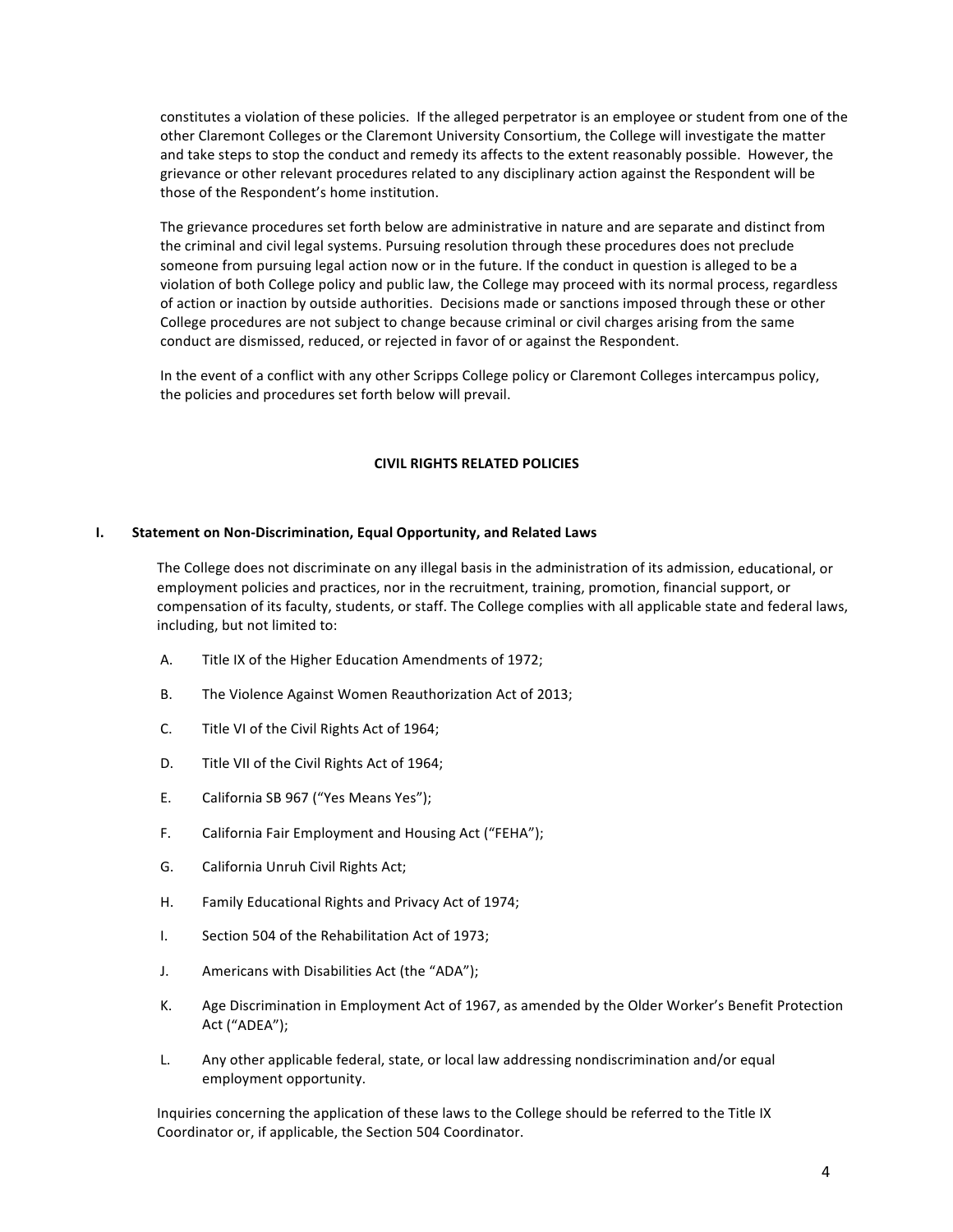constitutes a violation of these policies. If the alleged perpetrator is an employee or student from one of the other Claremont Colleges or the Claremont University Consortium, the College will investigate the matter and take steps to stop the conduct and remedy its affects to the extent reasonably possible. However, the grievance or other relevant procedures related to any disciplinary action against the Respondent will be those of the Respondent's home institution.

The grievance procedures set forth below are administrative in nature and are separate and distinct from the criminal and civil legal systems. Pursuing resolution through these procedures does not preclude someone from pursuing legal action now or in the future. If the conduct in question is alleged to be a violation of both College policy and public law, the College may proceed with its normal process, regardless of action or inaction by outside authorities. Decisions made or sanctions imposed through these or other College procedures are not subject to change because criminal or civil charges arising from the same conduct are dismissed, reduced, or rejected in favor of or against the Respondent.

In the event of a conflict with any other Scripps College policy or Claremont Colleges intercampus policy, the policies and procedures set forth below will prevail.

## CIVIL RIGHTS RELATED POLICIES

### I. Statement on Non-Discrimination, Equal Opportunity, and Related Laws

The College does not discriminate on any illegal basis in the administration of its admission, educational, or employment policies and practices, nor in the recruitment, training, promotion, financial support, or compensation of its faculty, students, or staff. The College complies with all applicable state and federal laws, including, but not limited to:

A. Title IX of the Higher Education Amendments of 1972;

B. The Violence Against Women Reauthorization Act of 2013;

C. Title VI of the Civil Rights Act of 1964;

D. Title VII of the Civil Rights Act of 1964;

E. California SB 967 ("Yes Means Yes");

F. California Fair Employment and Housing Act ("FEHA");

G. California Unruh Civil Rights Act;

H. Family Educational Rights and Privacy Act of 1974;

I. Section 504 of the Rehabilitation Act of 1973;

J. Americans with Disabilities Act (the "ADA");

K. Age Discrimination in Employment Act of 1967, as amended by the Older Worker's Benefit Protection Act ("ADEA");

L. Any other applicable federal, state, or local law addressing nondiscrimination and/or equal employment opportunity.

Inquiries concerning the application of these laws to the College should be referred to the Title IX Coordinator or, if applicable, the Section 504 Coordinator.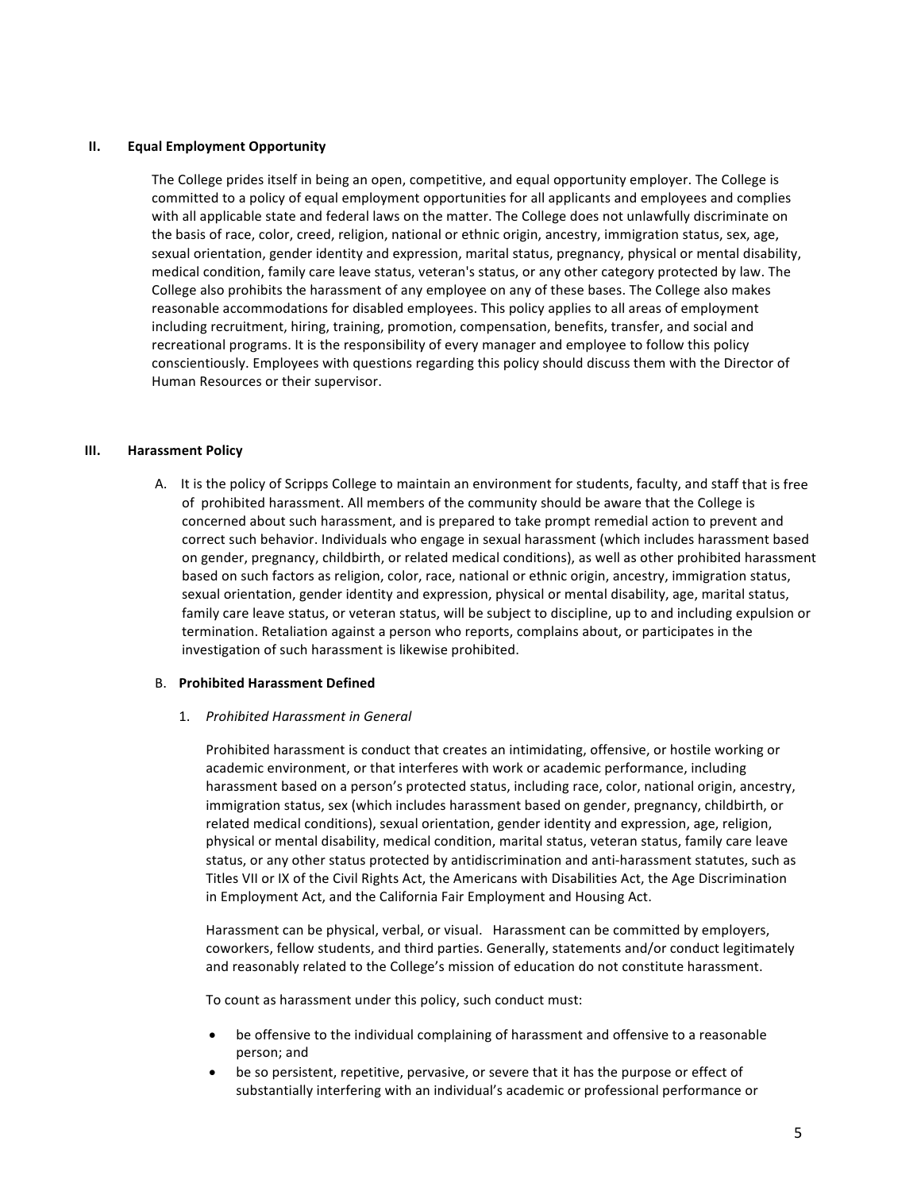## II. Equal Employment Opportunity

The College prides itself in being an open, competitive, and equal opportunity employer. The College is committed to a policy of equal employment opportunities for all applicants and employees and complies with all applicable state and federal laws on the matter. The College does not unlawfully discriminate on the basis of race, color, creed, religion, national or ethnic origin, ancestry, immigration status, sex, age, sexual orientation, gender identity and expression, marital status, pregnancy, physical or mental disability, medical condition, family care leave status, veteran's status, or any other category protected by law. The College also prohibits the harassment of any employee on any of these bases. The College also makes reasonable accommodations for disabled employees. This policy applies to all areas of employment including recruitment, hiring, training, promotion, compensation, benefits, transfer, and social and recreational programs. It is the responsibility of every manager and employee to follow this policy conscientiously. Employees with questions regarding this policy should discuss them with the Director of Human Resources or their supervisor.

## III. Harassment Policy

A. It is the policy of Scripps College to maintain an environment for students, faculty, and staff that is free of prohibited harassment. All members of the community should be aware that the College is concerned about such harassment, and is prepared to take prompt remedial action to prevent and correct such behavior. Individuals who engage in sexual harassment (which includes harassment based on gender, pregnancy, childbirth, or related medical conditions), as well as other prohibited harassment based on such factors as religion, color, race, national or ethnic origin, ancestry, immigration status, sexual orientation, gender identity and expression, physical or mental disability, age, marital status, family care leave status, or veteran status, will be subject to discipline, up to and including expulsion or termination. Retaliation against a person who reports, complains about, or participates in the investigation of such harassment is likewise prohibited.

B. **Prohibited Harassment Defined**

1. *Prohibited Harassment in General*

Prohibited harassment is conduct that creates an intimidating, offensive, or hostile working or academic environment, or that interferes with work or academic performance, including harassment based on a person's protected status, including race, color, national origin, ancestry, immigration status, sex (which includes harassment based on gender, pregnancy, childbirth, or related medical conditions), sexual orientation, gender identity and expression, age, religion, physical or mental disability, medical condition, marital status, veteran status, family care leave status, or any other status protected by antidiscrimination and anti-harassment statutes, such as Titles VII or IX of the Civil Rights Act, the Americans with Disabilities Act, the Age Discrimination in Employment Act, and the California Fair Employment and Housing Act.

Harassment can be physical, verbal, or visual. Harassment can be committed by employers, coworkers, fellow students, and third parties. Generally, statements and/or conduct legitimately and reasonably related to the College's mission of education do not constitute harassment.

To count as harassment under this policy, such conduct must:

- be offensive to the individual complaining of harassment and offensive to a reasonable person; and
- be so persistent, repetitive, pervasive, or severe that it has the purpose or effect of substantially interfering with an individual's academic or professional performance or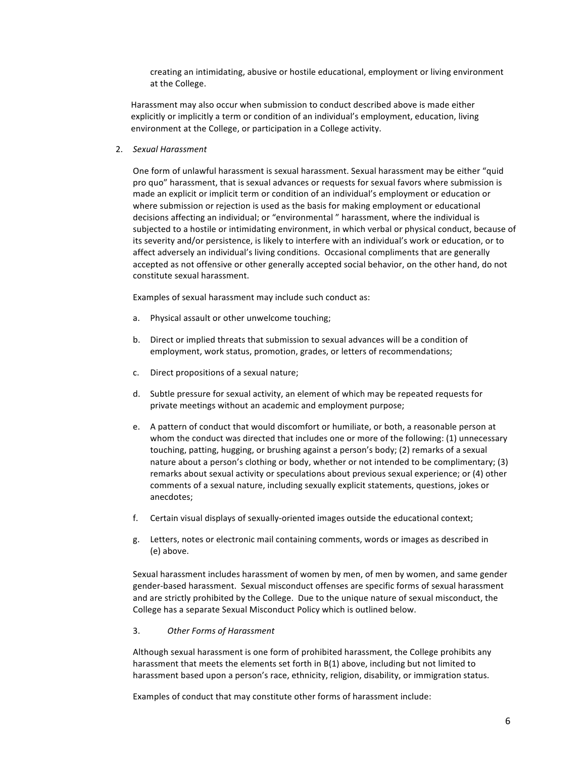creating an intimidating, abusive or hostile educational, employment or living environment at the College.

Harassment may also occur when submission to conduct described above is made either explicitly or implicitly a term or condition of an individual's employment, education, living environment at the College, or participation in a College activity.

2. *Sexual Harassment*

   One form of unlawful harassment is sexual harassment. Sexual harassment may be either "quid pro quo" harassment, that is sexual advances or requests for sexual favors where submission is made an explicit or implicit term or condition of an individual's employment or education or where submission or rejection is used as the basis for making employment or educational decisions affecting an individual; or "environmental " harassment, where the individual is subjected to a hostile or intimidating environment, in which verbal or physical conduct, because of its severity and/or persistence, is likely to interfere with an individual's work or education, or to affect adversely an individual's living conditions. Occasional compliments that are generally accepted as not offensive or other generally accepted social behavior, on the other hand, do not constitute sexual harassment.

   Examples of sexual harassment may include such conduct as:

   a. Physical assault or other unwelcome touching;

   b. Direct or implied threats that submission to sexual advances will be a condition of employment, work status, promotion, grades, or letters of recommendations;

   c. Direct propositions of a sexual nature;

   d. Subtle pressure for sexual activity, an element of which may be repeated requests for private meetings without an academic and employment purpose;

   e. A pattern of conduct that would discomfort or humiliate, or both, a reasonable person at whom the conduct was directed that includes one or more of the following: (1) unnecessary touching, patting, hugging, or brushing against a person's body; (2) remarks of a sexual nature about a person's clothing or body, whether or not intended to be complimentary; (3) remarks about sexual activity or speculations about previous sexual experience; or (4) other comments of a sexual nature, including sexually explicit statements, questions, jokes or anecdotes;

   f. Certain visual displays of sexually-oriented images outside the educational context;

   g. Letters, notes or electronic mail containing comments, words or images as described in (e) above.

   Sexual harassment includes harassment of women by men, of men by women, and same gender gender-based harassment. Sexual misconduct offenses are specific forms of sexual harassment and are strictly prohibited by the College. Due to the unique nature of sexual misconduct, the College has a separate Sexual Misconduct Policy which is outlined below.

3. *Other Forms of Harassment*

   Although sexual harassment is one form of prohibited harassment, the College prohibits any harassment that meets the elements set forth in B(1) above, including but not limited to harassment based upon a person's race, ethnicity, religion, disability, or immigration status.

   Examples of conduct that may constitute other forms of harassment include: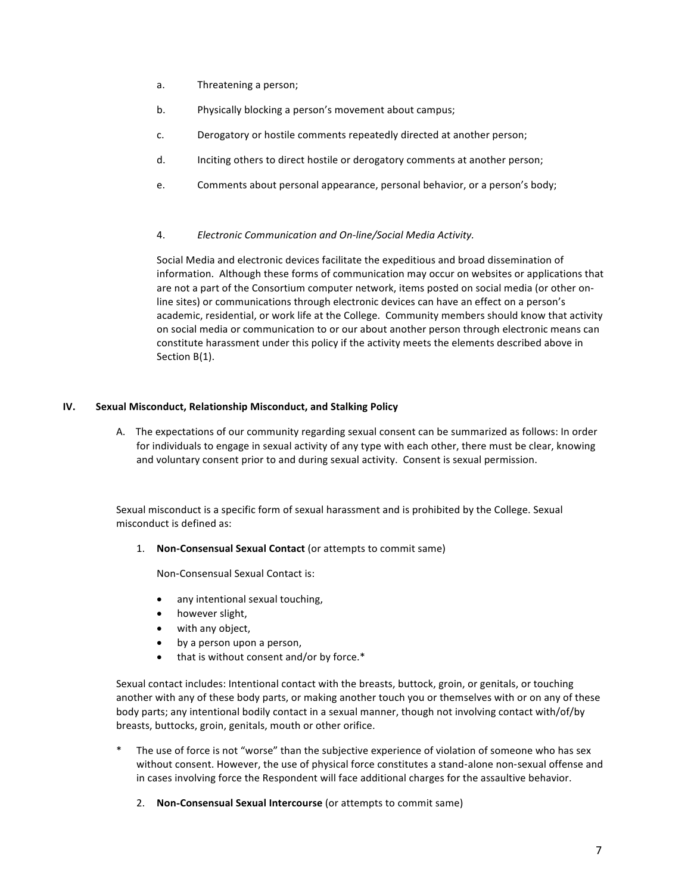a. Threatening a person;

b. Physically blocking a person's movement about campus;

c. Derogatory or hostile comments repeatedly directed at another person;

d. Inciting others to direct hostile or derogatory comments at another person;

e. Comments about personal appearance, personal behavior, or a person's body;

4. *Electronic Communication and On-line/Social Media Activity.*

Social Media and electronic devices facilitate the expeditious and broad dissemination of information. Although these forms of communication may occur on websites or applications that are not a part of the Consortium computer network, items posted on social media (or other on-line sites) or communications through electronic devices can have an effect on a person's academic, residential, or work life at the College. Community members should know that activity on social media or communication to or our about another person through electronic means can constitute harassment under this policy if the activity meets the elements described above in Section B(1).

## IV. Sexual Misconduct, Relationship Misconduct, and Stalking Policy

A. The expectations of our community regarding sexual consent can be summarized as follows: In order for individuals to engage in sexual activity of any type with each other, there must be clear, knowing and voluntary consent prior to and during sexual activity. Consent is sexual permission.

Sexual misconduct is a specific form of sexual harassment and is prohibited by the College. Sexual misconduct is defined as:

1. **Non-Consensual Sexual Contact** (or attempts to commit same)

   Non-Consensual Sexual Contact is:

   - any intentional sexual touching,
   - however slight,
   - with any object,
   - by a person upon a person,
   - that is without consent and/or by force.*

Sexual contact includes: Intentional contact with the breasts, buttock, groin, or genitals, or touching another with any of these body parts, or making another touch you or themselves with or on any of these body parts; any intentional bodily contact in a sexual manner, though not involving contact with/of/by breasts, buttocks, groin, genitals, mouth or other orifice.

\* The use of force is not "worse" than the subjective experience of violation of someone who has sex without consent. However, the use of physical force constitutes a stand-alone non-sexual offense and in cases involving force the Respondent will face additional charges for the assaultive behavior.

2. **Non-Consensual Sexual Intercourse** (or attempts to commit same)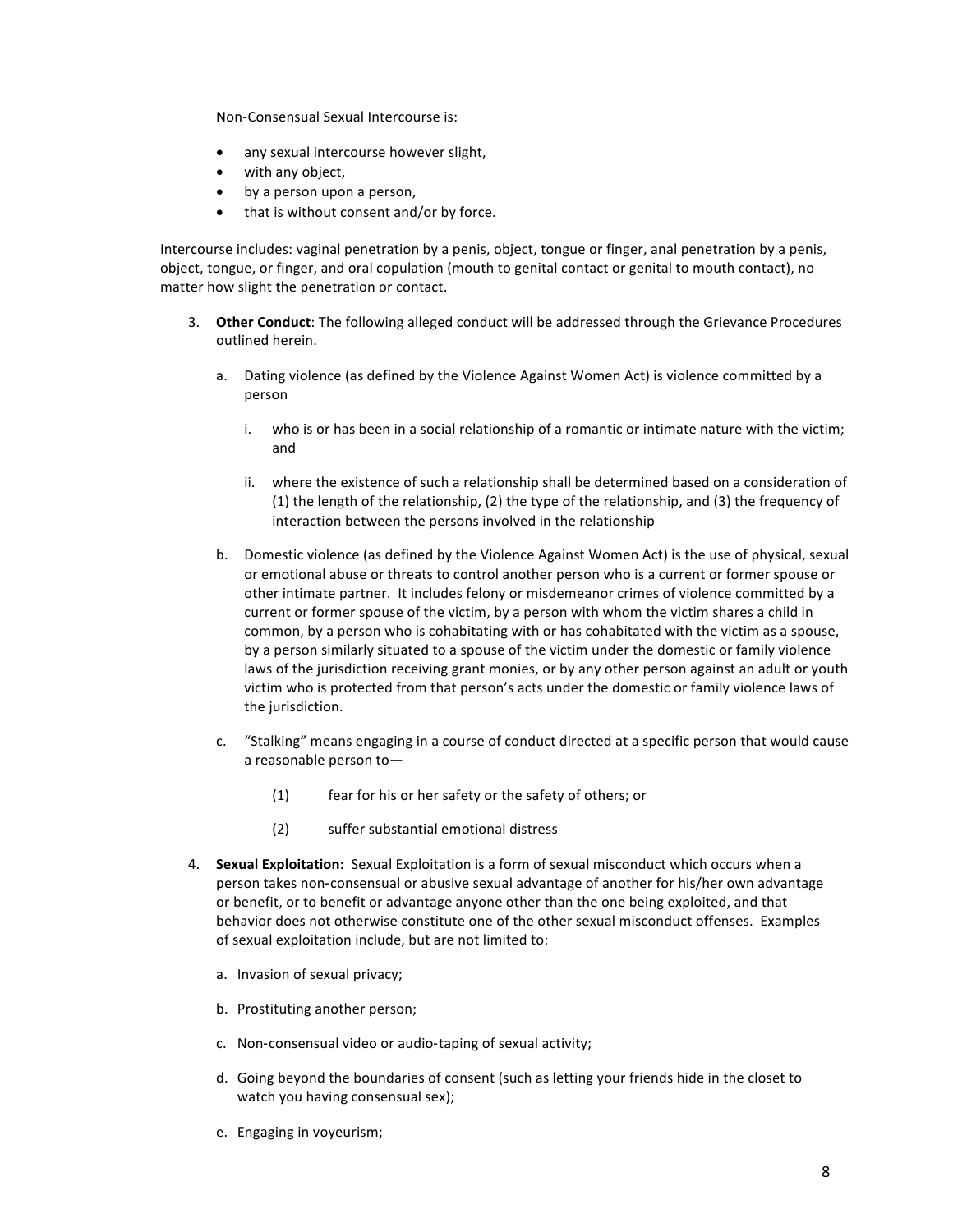Non-Consensual Sexual Intercourse is:

- any sexual intercourse however slight,
- with any object,
- by a person upon a person,
- that is without consent and/or by force.

Intercourse includes: vaginal penetration by a penis, object, tongue or finger, anal penetration by a penis, object, tongue, or finger, and oral copulation (mouth to genital contact or genital to mouth contact), no matter how slight the penetration or contact.

3. **Other Conduct**: The following alleged conduct will be addressed through the Grievance Procedures outlined herein.

   a. Dating violence (as defined by the Violence Against Women Act) is violence committed by a person

      i. who is or has been in a social relationship of a romantic or intimate nature with the victim; and

      ii. where the existence of such a relationship shall be determined based on a consideration of (1) the length of the relationship, (2) the type of the relationship, and (3) the frequency of interaction between the persons involved in the relationship

   b. Domestic violence (as defined by the Violence Against Women Act) is the use of physical, sexual or emotional abuse or threats to control another person who is a current or former spouse or other intimate partner. It includes felony or misdemeanor crimes of violence committed by a current or former spouse of the victim, by a person with whom the victim shares a child in common, by a person who is cohabitating with or has cohabitated with the victim as a spouse, by a person similarly situated to a spouse of the victim under the domestic or family violence laws of the jurisdiction receiving grant monies, or by any other person against an adult or youth victim who is protected from that person's acts under the domestic or family violence laws of the jurisdiction.

   c. "Stalking" means engaging in a course of conduct directed at a specific person that would cause a reasonable person to—

      (1) fear for his or her safety or the safety of others; or

      (2) suffer substantial emotional distress

4. **Sexual Exploitation:** Sexual Exploitation is a form of sexual misconduct which occurs when a person takes non-consensual or abusive sexual advantage of another for his/her own advantage or benefit, or to benefit or advantage anyone other than the one being exploited, and that behavior does not otherwise constitute one of the other sexual misconduct offenses. Examples of sexual exploitation include, but are not limited to:

   a. Invasion of sexual privacy;

   b. Prostituting another person;

   c. Non-consensual video or audio-taping of sexual activity;

   d. Going beyond the boundaries of consent (such as letting your friends hide in the closet to watch you having consensual sex);

   e. Engaging in voyeurism;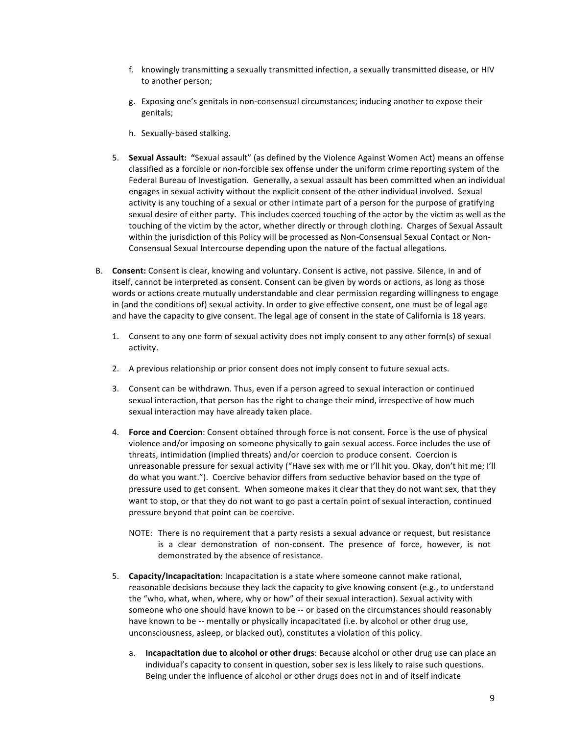f. knowingly transmitting a sexually transmitted infection, a sexually transmitted disease, or HIV to another person;

g. Exposing one's genitals in non-consensual circumstances; inducing another to expose their genitals;

h. Sexually-based stalking.

5. **Sexual Assault: "**Sexual assault" (as defined by the Violence Against Women Act) means an offense classified as a forcible or non-forcible sex offense under the uniform crime reporting system of the Federal Bureau of Investigation. Generally, a sexual assault has been committed when an individual engages in sexual activity without the explicit consent of the other individual involved. Sexual activity is any touching of a sexual or other intimate part of a person for the purpose of gratifying sexual desire of either party. This includes coerced touching of the actor by the victim as well as the touching of the victim by the actor, whether directly or through clothing. Charges of Sexual Assault within the jurisdiction of this Policy will be processed as Non-Consensual Sexual Contact or Non-Consensual Sexual Intercourse depending upon the nature of the factual allegations.

B. **Consent:** Consent is clear, knowing and voluntary. Consent is active, not passive. Silence, in and of itself, cannot be interpreted as consent. Consent can be given by words or actions, as long as those words or actions create mutually understandable and clear permission regarding willingness to engage in (and the conditions of) sexual activity. In order to give effective consent, one must be of legal age and have the capacity to give consent. The legal age of consent in the state of California is 18 years.

1. Consent to any one form of sexual activity does not imply consent to any other form(s) of sexual activity.

2. A previous relationship or prior consent does not imply consent to future sexual acts.

3. Consent can be withdrawn. Thus, even if a person agreed to sexual interaction or continued sexual interaction, that person has the right to change their mind, irrespective of how much sexual interaction may have already taken place.

4. **Force and Coercion**: Consent obtained through force is not consent. Force is the use of physical violence and/or imposing on someone physically to gain sexual access. Force includes the use of threats, intimidation (implied threats) and/or coercion to produce consent. Coercion is unreasonable pressure for sexual activity ("Have sex with me or I'll hit you. Okay, don't hit me; I'll do what you want."). Coercive behavior differs from seductive behavior based on the type of pressure used to get consent. When someone makes it clear that they do not want sex, that they want to stop, or that they do not want to go past a certain point of sexual interaction, continued pressure beyond that point can be coercive.

   NOTE: There is no requirement that a party resists a sexual advance or request, but resistance is a clear demonstration of non-consent. The presence of force, however, is not demonstrated by the absence of resistance.

5. **Capacity/Incapacitation**: Incapacitation is a state where someone cannot make rational, reasonable decisions because they lack the capacity to give knowing consent (e.g., to understand the "who, what, when, where, why or how" of their sexual interaction). Sexual activity with someone who one should have known to be -- or based on the circumstances should reasonably have known to be -- mentally or physically incapacitated (i.e. by alcohol or other drug use, unconsciousness, asleep, or blacked out), constitutes a violation of this policy.

   a. **Incapacitation due to alcohol or other drugs**: Because alcohol or other drug use can place an individual's capacity to consent in question, sober sex is less likely to raise such questions. Being under the influence of alcohol or other drugs does not in and of itself indicate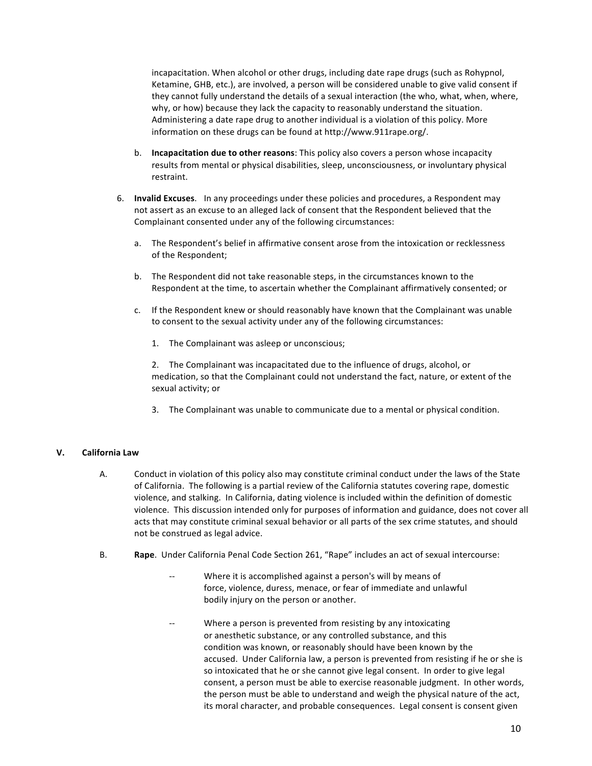incapacitation. When alcohol or other drugs, including date rape drugs (such as Rohypnol, Ketamine, GHB, etc.), are involved, a person will be considered unable to give valid consent if they cannot fully understand the details of a sexual interaction (the who, what, when, where, why, or how) because they lack the capacity to reasonably understand the situation. Administering a date rape drug to another individual is a violation of this policy. More information on these drugs can be found at http://www.911rape.org/.

b. **Incapacitation due to other reasons**: This policy also covers a person whose incapacity results from mental or physical disabilities, sleep, unconsciousness, or involuntary physical restraint.

6. **Invalid Excuses**. In any proceedings under these policies and procedures, a Respondent may not assert as an excuse to an alleged lack of consent that the Respondent believed that the Complainant consented under any of the following circumstances:

   a. The Respondent's belief in affirmative consent arose from the intoxication or recklessness of the Respondent;

   b. The Respondent did not take reasonable steps, in the circumstances known to the Respondent at the time, to ascertain whether the Complainant affirmatively consented; or

   c. If the Respondent knew or should reasonably have known that the Complainant was unable to consent to the sexual activity under any of the following circumstances:

      1. The Complainant was asleep or unconscious;

      2. The Complainant was incapacitated due to the influence of drugs, alcohol, or medication, so that the Complainant could not understand the fact, nature, or extent of the sexual activity; or

      3. The Complainant was unable to communicate due to a mental or physical condition.

## V. California Law

A. Conduct in violation of this policy also may constitute criminal conduct under the laws of the State of California. The following is a partial review of the California statutes covering rape, domestic violence, and stalking. In California, dating violence is included within the definition of domestic violence. This discussion intended only for purposes of information and guidance, does not cover all acts that may constitute criminal sexual behavior or all parts of the sex crime statutes, and should not be construed as legal advice.

B. **Rape**. Under California Penal Code Section 261, "Rape" includes an act of sexual intercourse:

-- Where it is accomplished against a person's will by means of force, violence, duress, menace, or fear of immediate and unlawful bodily injury on the person or another.

-- Where a person is prevented from resisting by any intoxicating or anesthetic substance, or any controlled substance, and this condition was known, or reasonably should have been known by the accused. Under California law, a person is prevented from resisting if he or she is so intoxicated that he or she cannot give legal consent. In order to give legal consent, a person must be able to exercise reasonable judgment. In other words, the person must be able to understand and weigh the physical nature of the act, its moral character, and probable consequences. Legal consent is consent given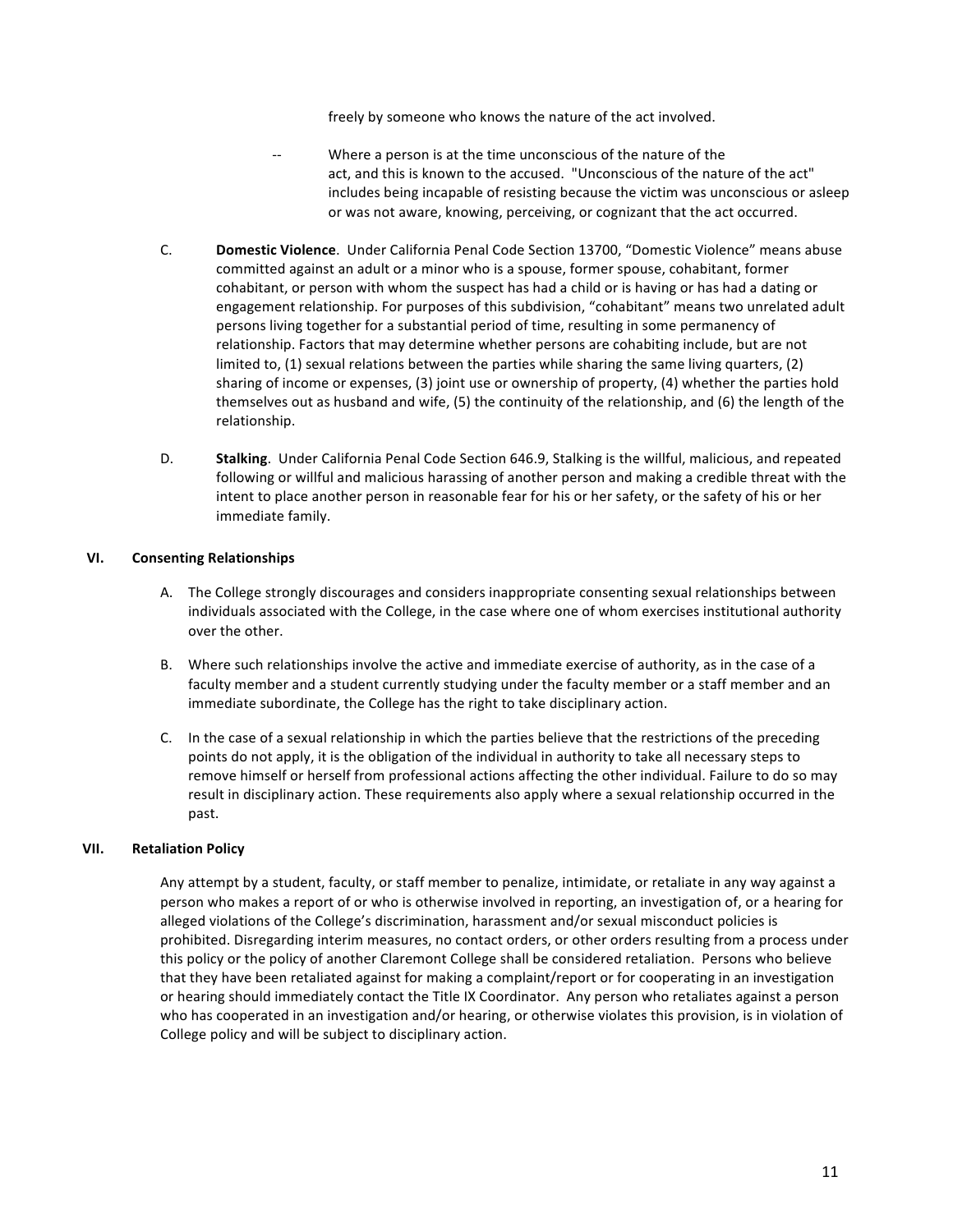freely by someone who knows the nature of the act involved.

-- Where a person is at the time unconscious of the nature of the act, and this is known to the accused. "Unconscious of the nature of the act" includes being incapable of resisting because the victim was unconscious or asleep or was not aware, knowing, perceiving, or cognizant that the act occurred.

C. **Domestic Violence**. Under California Penal Code Section 13700, "Domestic Violence" means abuse committed against an adult or a minor who is a spouse, former spouse, cohabitant, former cohabitant, or person with whom the suspect has had a child or is having or has had a dating or engagement relationship. For purposes of this subdivision, "cohabitant" means two unrelated adult persons living together for a substantial period of time, resulting in some permanency of relationship. Factors that may determine whether persons are cohabiting include, but are not limited to, (1) sexual relations between the parties while sharing the same living quarters, (2) sharing of income or expenses, (3) joint use or ownership of property, (4) whether the parties hold themselves out as husband and wife, (5) the continuity of the relationship, and (6) the length of the relationship.

D. **Stalking**. Under California Penal Code Section 646.9, Stalking is the willful, malicious, and repeated following or willful and malicious harassing of another person and making a credible threat with the intent to place another person in reasonable fear for his or her safety, or the safety of his or her immediate family.

## VI. Consenting Relationships

A. The College strongly discourages and considers inappropriate consenting sexual relationships between individuals associated with the College, in the case where one of whom exercises institutional authority over the other.

B. Where such relationships involve the active and immediate exercise of authority, as in the case of a faculty member and a student currently studying under the faculty member or a staff member and an immediate subordinate, the College has the right to take disciplinary action.

C. In the case of a sexual relationship in which the parties believe that the restrictions of the preceding points do not apply, it is the obligation of the individual in authority to take all necessary steps to remove himself or herself from professional actions affecting the other individual. Failure to do so may result in disciplinary action. These requirements also apply where a sexual relationship occurred in the past.

## VII. Retaliation Policy

Any attempt by a student, faculty, or staff member to penalize, intimidate, or retaliate in any way against a person who makes a report of or who is otherwise involved in reporting, an investigation of, or a hearing for alleged violations of the College's discrimination, harassment and/or sexual misconduct policies is prohibited. Disregarding interim measures, no contact orders, or other orders resulting from a process under this policy or the policy of another Claremont College shall be considered retaliation. Persons who believe that they have been retaliated against for making a complaint/report or for cooperating in an investigation or hearing should immediately contact the Title IX Coordinator. Any person who retaliates against a person who has cooperated in an investigation and/or hearing, or otherwise violates this provision, is in violation of College policy and will be subject to disciplinary action.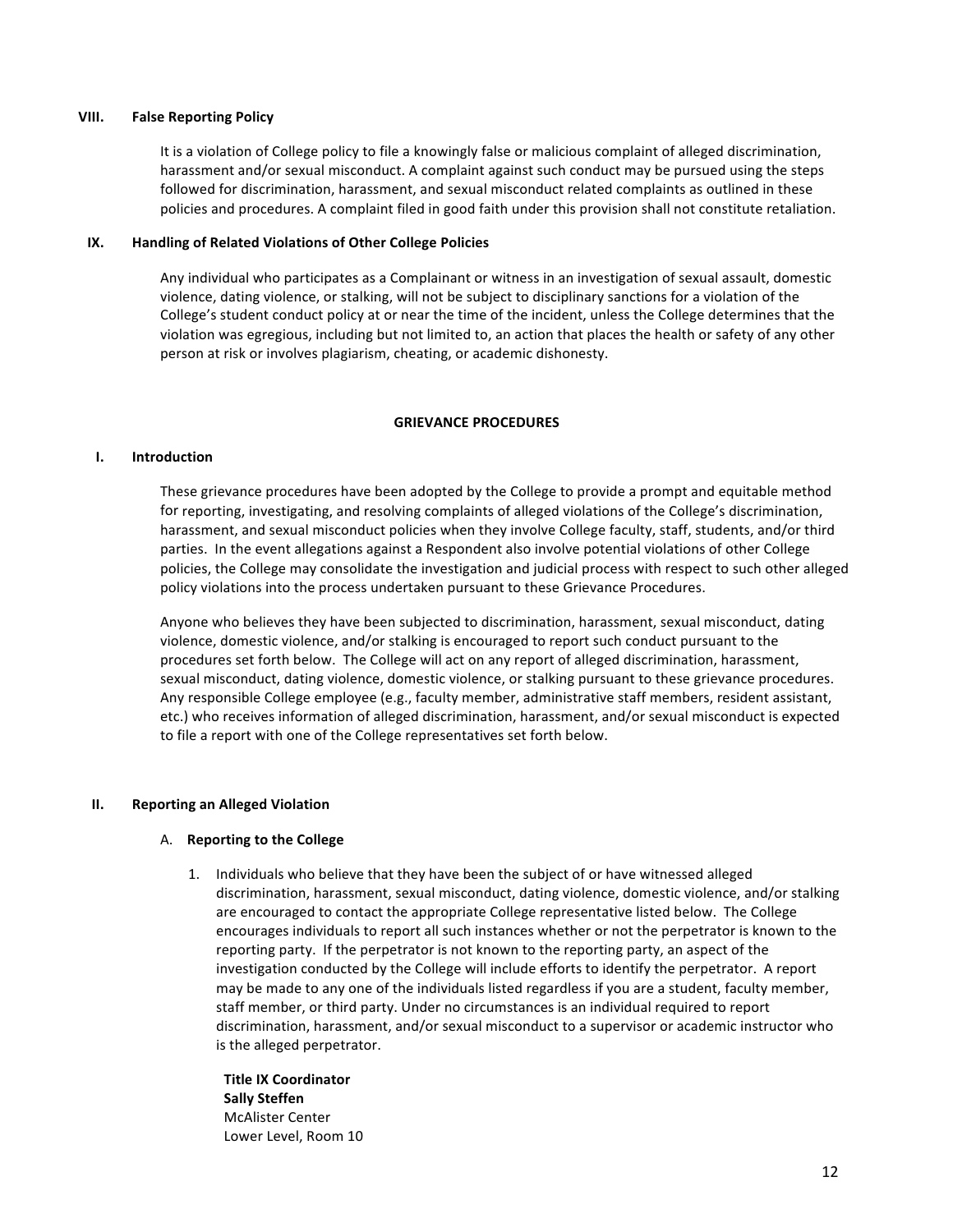## VIII. False Reporting Policy

It is a violation of College policy to file a knowingly false or malicious complaint of alleged discrimination, harassment and/or sexual misconduct. A complaint against such conduct may be pursued using the steps followed for discrimination, harassment, and sexual misconduct related complaints as outlined in these policies and procedures. A complaint filed in good faith under this provision shall not constitute retaliation.

## IX. Handling of Related Violations of Other College Policies

Any individual who participates as a Complainant or witness in an investigation of sexual assault, domestic violence, dating violence, or stalking, will not be subject to disciplinary sanctions for a violation of the College's student conduct policy at or near the time of the incident, unless the College determines that the violation was egregious, including but not limited to, an action that places the health or safety of any other person at risk or involves plagiarism, cheating, or academic dishonesty.

# GRIEVANCE PROCEDURES

## I. Introduction

These grievance procedures have been adopted by the College to provide a prompt and equitable method for reporting, investigating, and resolving complaints of alleged violations of the College's discrimination, harassment, and sexual misconduct policies when they involve College faculty, staff, students, and/or third parties. In the event allegations against a Respondent also involve potential violations of other College policies, the College may consolidate the investigation and judicial process with respect to such other alleged policy violations into the process undertaken pursuant to these Grievance Procedures.

Anyone who believes they have been subjected to discrimination, harassment, sexual misconduct, dating violence, domestic violence, and/or stalking is encouraged to report such conduct pursuant to the procedures set forth below. The College will act on any report of alleged discrimination, harassment, sexual misconduct, dating violence, domestic violence, or stalking pursuant to these grievance procedures. Any responsible College employee (e.g., faculty member, administrative staff members, resident assistant, etc.) who receives information of alleged discrimination, harassment, and/or sexual misconduct is expected to file a report with one of the College representatives set forth below.

## II. Reporting an Alleged Violation

### A. Reporting to the College

1. Individuals who believe that they have been the subject of or have witnessed alleged discrimination, harassment, sexual misconduct, dating violence, domestic violence, and/or stalking are encouraged to contact the appropriate College representative listed below. The College encourages individuals to report all such instances whether or not the perpetrator is known to the reporting party. If the perpetrator is not known to the reporting party, an aspect of the investigation conducted by the College will include efforts to identify the perpetrator. A report may be made to any one of the individuals listed regardless if you are a student, faculty member, staff member, or third party. Under no circumstances is an individual required to report discrimination, harassment, and/or sexual misconduct to a supervisor or academic instructor who is the alleged perpetrator.

   **Title IX Coordinator**
   **Sally Steffen**
   McAlister Center
   Lower Level, Room 10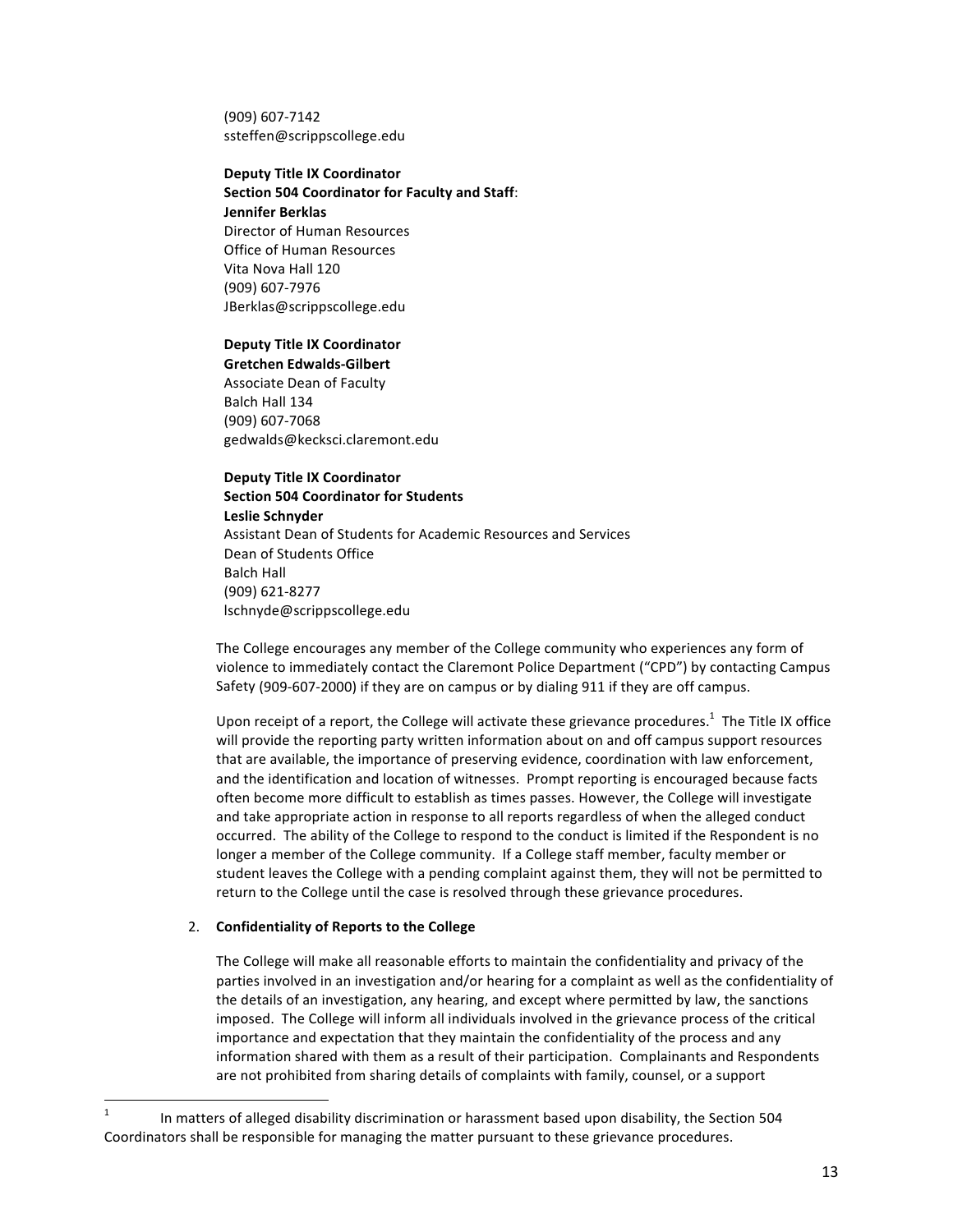(909) 607-7142
ssteffen@scrippscollege.edu

**Deputy Title IX Coordinator**
**Section 504 Coordinator for Faculty and Staff**:
**Jennifer Berklas**
Director of Human Resources
Office of Human Resources
Vita Nova Hall 120
(909) 607-7976
JBerklas@scrippscollege.edu

**Deputy Title IX Coordinator**
**Gretchen Edwalds-Gilbert**
Associate Dean of Faculty
Balch Hall 134
(909) 607-7068
gedwalds@kecksci.claremont.edu

**Deputy Title IX Coordinator**
**Section 504 Coordinator for Students**
**Leslie Schnyder**
Assistant Dean of Students for Academic Resources and Services
Dean of Students Office
Balch Hall
(909) 621-8277
lschnyde@scrippscollege.edu

The College encourages any member of the College community who experiences any form of violence to immediately contact the Claremont Police Department ("CPD") by contacting Campus Safety (909-607-2000) if they are on campus or by dialing 911 if they are off campus.

Upon receipt of a report, the College will activate these grievance procedures.[1] The Title IX office will provide the reporting party written information about on and off campus support resources that are available, the importance of preserving evidence, coordination with law enforcement, and the identification and location of witnesses. Prompt reporting is encouraged because facts often become more difficult to establish as times passes. However, the College will investigate and take appropriate action in response to all reports regardless of when the alleged conduct occurred. The ability of the College to respond to the conduct is limited if the Respondent is no longer a member of the College community. If a College staff member, faculty member or student leaves the College with a pending complaint against them, they will not be permitted to return to the College until the case is resolved through these grievance procedures.

2. **Confidentiality of Reports to the College**

   The College will make all reasonable efforts to maintain the confidentiality and privacy of the parties involved in an investigation and/or hearing for a complaint as well as the confidentiality of the details of an investigation, any hearing, and except where permitted by law, the sanctions imposed. The College will inform all individuals involved in the grievance process of the critical importance and expectation that they maintain the confidentiality of the process and any information shared with them as a result of their participation. Complainants and Respondents are not prohibited from sharing details of complaints with family, counsel, or a support

---

[1] In matters of alleged disability discrimination or harassment based upon disability, the Section 504 Coordinators shall be responsible for managing the matter pursuant to these grievance procedures.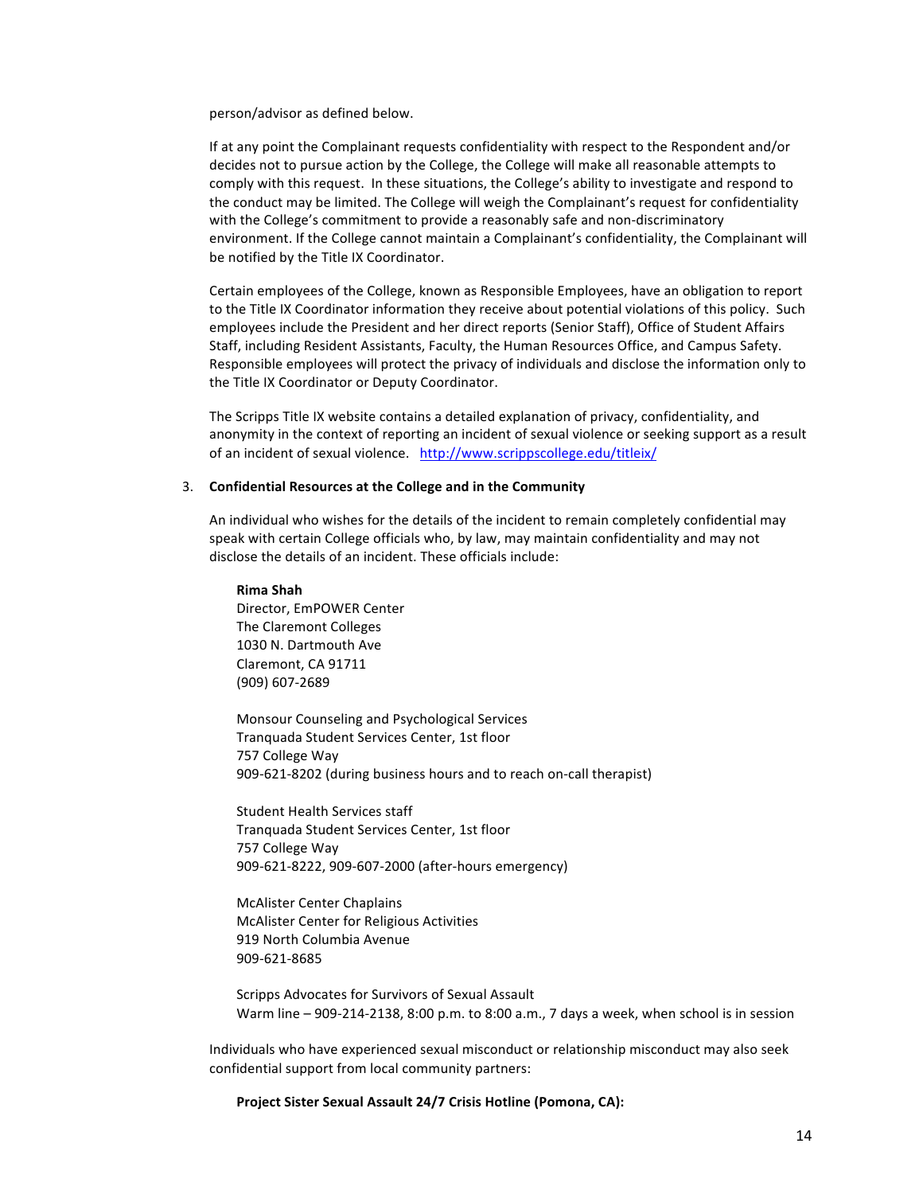person/advisor as defined below.

If at any point the Complainant requests confidentiality with respect to the Respondent and/or decides not to pursue action by the College, the College will make all reasonable attempts to comply with this request. In these situations, the College's ability to investigate and respond to the conduct may be limited. The College will weigh the Complainant's request for confidentiality with the College's commitment to provide a reasonably safe and non-discriminatory environment. If the College cannot maintain a Complainant's confidentiality, the Complainant will be notified by the Title IX Coordinator.

Certain employees of the College, known as Responsible Employees, have an obligation to report to the Title IX Coordinator information they receive about potential violations of this policy. Such employees include the President and her direct reports (Senior Staff), Office of Student Affairs Staff, including Resident Assistants, Faculty, the Human Resources Office, and Campus Safety. Responsible employees will protect the privacy of individuals and disclose the information only to the Title IX Coordinator or Deputy Coordinator.

The Scripps Title IX website contains a detailed explanation of privacy, confidentiality, and anonymity in the context of reporting an incident of sexual violence or seeking support as a result of an incident of sexual violence. http://www.scrippscollege.edu/titleix/

3. **Confidential Resources at the College and in the Community**

An individual who wishes for the details of the incident to remain completely confidential may speak with certain College officials who, by law, may maintain confidentiality and may not disclose the details of an incident. These officials include:

**Rima Shah**
Director, EmPOWER Center
The Claremont Colleges
1030 N. Dartmouth Ave
Claremont, CA 91711
(909) 607-2689

Monsour Counseling and Psychological Services
Tranquada Student Services Center, 1st floor
757 College Way
909-621-8202 (during business hours and to reach on-call therapist)

Student Health Services staff
Tranquada Student Services Center, 1st floor
757 College Way
909-621-8222, 909-607-2000 (after-hours emergency)

McAlister Center Chaplains
McAlister Center for Religious Activities
919 North Columbia Avenue
909-621-8685

Scripps Advocates for Survivors of Sexual Assault
Warm line – 909-214-2138, 8:00 p.m. to 8:00 a.m., 7 days a week, when school is in session

Individuals who have experienced sexual misconduct or relationship misconduct may also seek confidential support from local community partners:

**Project Sister Sexual Assault 24/7 Crisis Hotline (Pomona, CA):**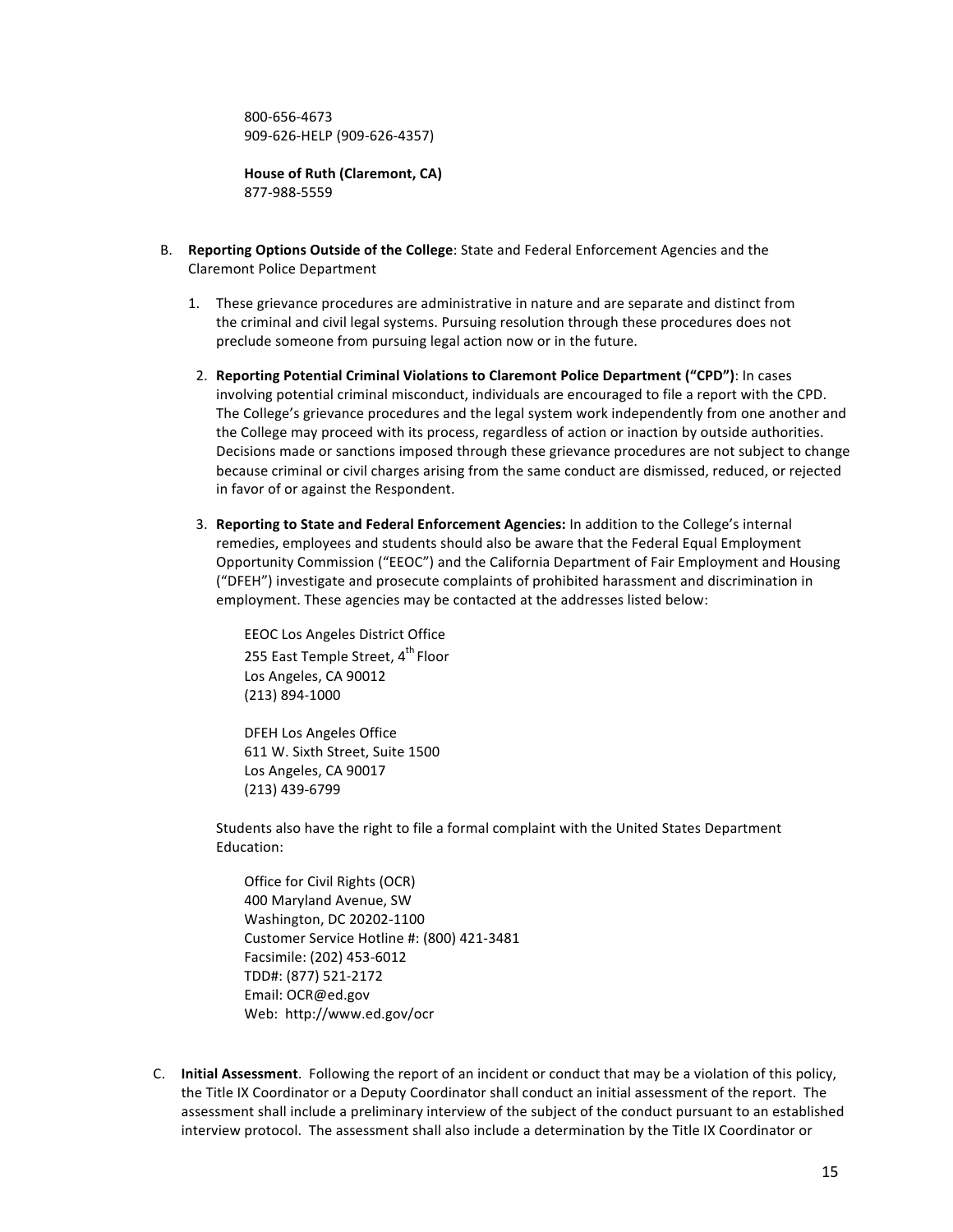800-656-4673
909-626-HELP (909-626-4357)

**House of Ruth (Claremont, CA)**
877-988-5559

B. **Reporting Options Outside of the College**: State and Federal Enforcement Agencies and the Claremont Police Department

1. These grievance procedures are administrative in nature and are separate and distinct from the criminal and civil legal systems. Pursuing resolution through these procedures does not preclude someone from pursuing legal action now or in the future.

2. **Reporting Potential Criminal Violations to Claremont Police Department ("CPD")**: In cases involving potential criminal misconduct, individuals are encouraged to file a report with the CPD. The College's grievance procedures and the legal system work independently from one another and the College may proceed with its process, regardless of action or inaction by outside authorities. Decisions made or sanctions imposed through these grievance procedures are not subject to change because criminal or civil charges arising from the same conduct are dismissed, reduced, or rejected in favor of or against the Respondent.

3. **Reporting to State and Federal Enforcement Agencies:** In addition to the College's internal remedies, employees and students should also be aware that the Federal Equal Employment Opportunity Commission ("EEOC") and the California Department of Fair Employment and Housing ("DFEH") investigate and prosecute complaints of prohibited harassment and discrimination in employment. These agencies may be contacted at the addresses listed below:

   EEOC Los Angeles District Office
   255 East Temple Street, 4th Floor
   Los Angeles, CA 90012
   (213) 894-1000

   DFEH Los Angeles Office
   611 W. Sixth Street, Suite 1500
   Los Angeles, CA 90017
   (213) 439-6799

   Students also have the right to file a formal complaint with the United States Department Education:

   Office for Civil Rights (OCR)
   400 Maryland Avenue, SW
   Washington, DC 20202-1100
   Customer Service Hotline #: (800) 421-3481
   Facsimile: (202) 453-6012
   TDD#: (877) 521-2172
   Email: OCR@ed.gov
   Web: http://www.ed.gov/ocr

C. **Initial Assessment**. Following the report of an incident or conduct that may be a violation of this policy, the Title IX Coordinator or a Deputy Coordinator shall conduct an initial assessment of the report. The assessment shall include a preliminary interview of the subject of the conduct pursuant to an established interview protocol. The assessment shall also include a determination by the Title IX Coordinator or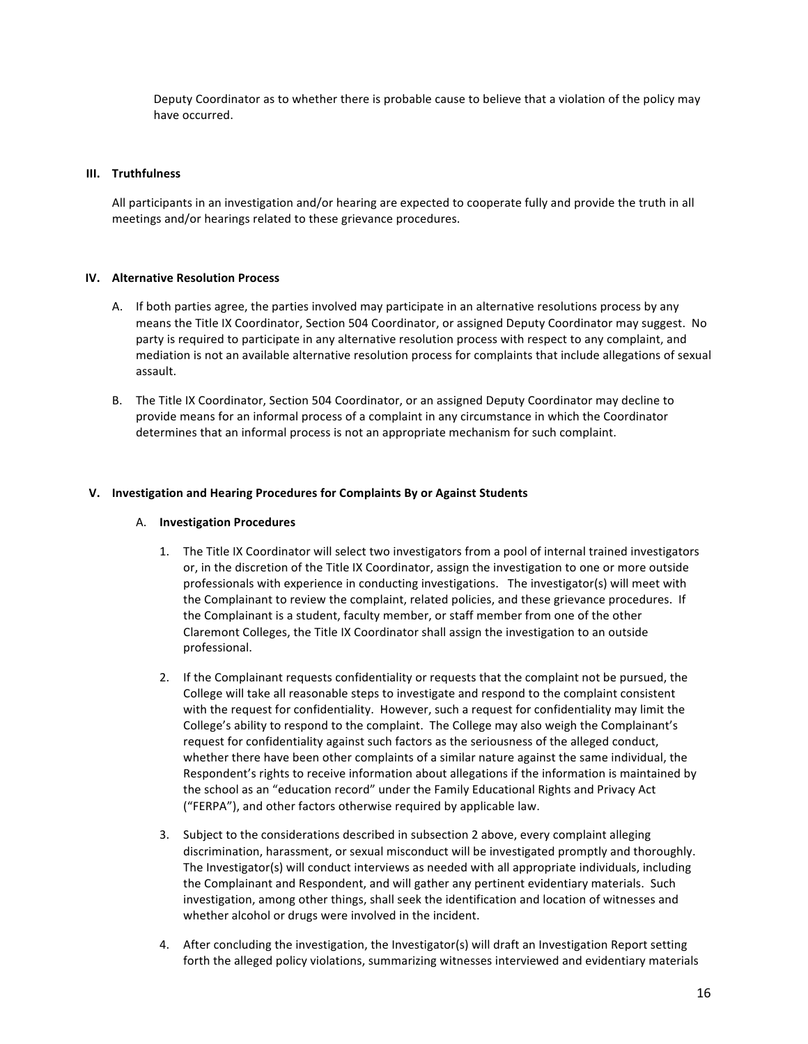Deputy Coordinator as to whether there is probable cause to believe that a violation of the policy may have occurred.

## III. Truthfulness

All participants in an investigation and/or hearing are expected to cooperate fully and provide the truth in all meetings and/or hearings related to these grievance procedures.

## IV. Alternative Resolution Process

A. If both parties agree, the parties involved may participate in an alternative resolutions process by any means the Title IX Coordinator, Section 504 Coordinator, or assigned Deputy Coordinator may suggest. No party is required to participate in any alternative resolution process with respect to any complaint, and mediation is not an available alternative resolution process for complaints that include allegations of sexual assault.

B. The Title IX Coordinator, Section 504 Coordinator, or an assigned Deputy Coordinator may decline to provide means for an informal process of a complaint in any circumstance in which the Coordinator determines that an informal process is not an appropriate mechanism for such complaint.

## V. Investigation and Hearing Procedures for Complaints By or Against Students

### A. Investigation Procedures

1. The Title IX Coordinator will select two investigators from a pool of internal trained investigators or, in the discretion of the Title IX Coordinator, assign the investigation to one or more outside professionals with experience in conducting investigations. The investigator(s) will meet with the Complainant to review the complaint, related policies, and these grievance procedures. If the Complainant is a student, faculty member, or staff member from one of the other Claremont Colleges, the Title IX Coordinator shall assign the investigation to an outside professional.

2. If the Complainant requests confidentiality or requests that the complaint not be pursued, the College will take all reasonable steps to investigate and respond to the complaint consistent with the request for confidentiality. However, such a request for confidentiality may limit the College's ability to respond to the complaint. The College may also weigh the Complainant's request for confidentiality against such factors as the seriousness of the alleged conduct, whether there have been other complaints of a similar nature against the same individual, the Respondent's rights to receive information about allegations if the information is maintained by the school as an "education record" under the Family Educational Rights and Privacy Act ("FERPA"), and other factors otherwise required by applicable law.

3. Subject to the considerations described in subsection 2 above, every complaint alleging discrimination, harassment, or sexual misconduct will be investigated promptly and thoroughly. The Investigator(s) will conduct interviews as needed with all appropriate individuals, including the Complainant and Respondent, and will gather any pertinent evidentiary materials. Such investigation, among other things, shall seek the identification and location of witnesses and whether alcohol or drugs were involved in the incident.

4. After concluding the investigation, the Investigator(s) will draft an Investigation Report setting forth the alleged policy violations, summarizing witnesses interviewed and evidentiary materials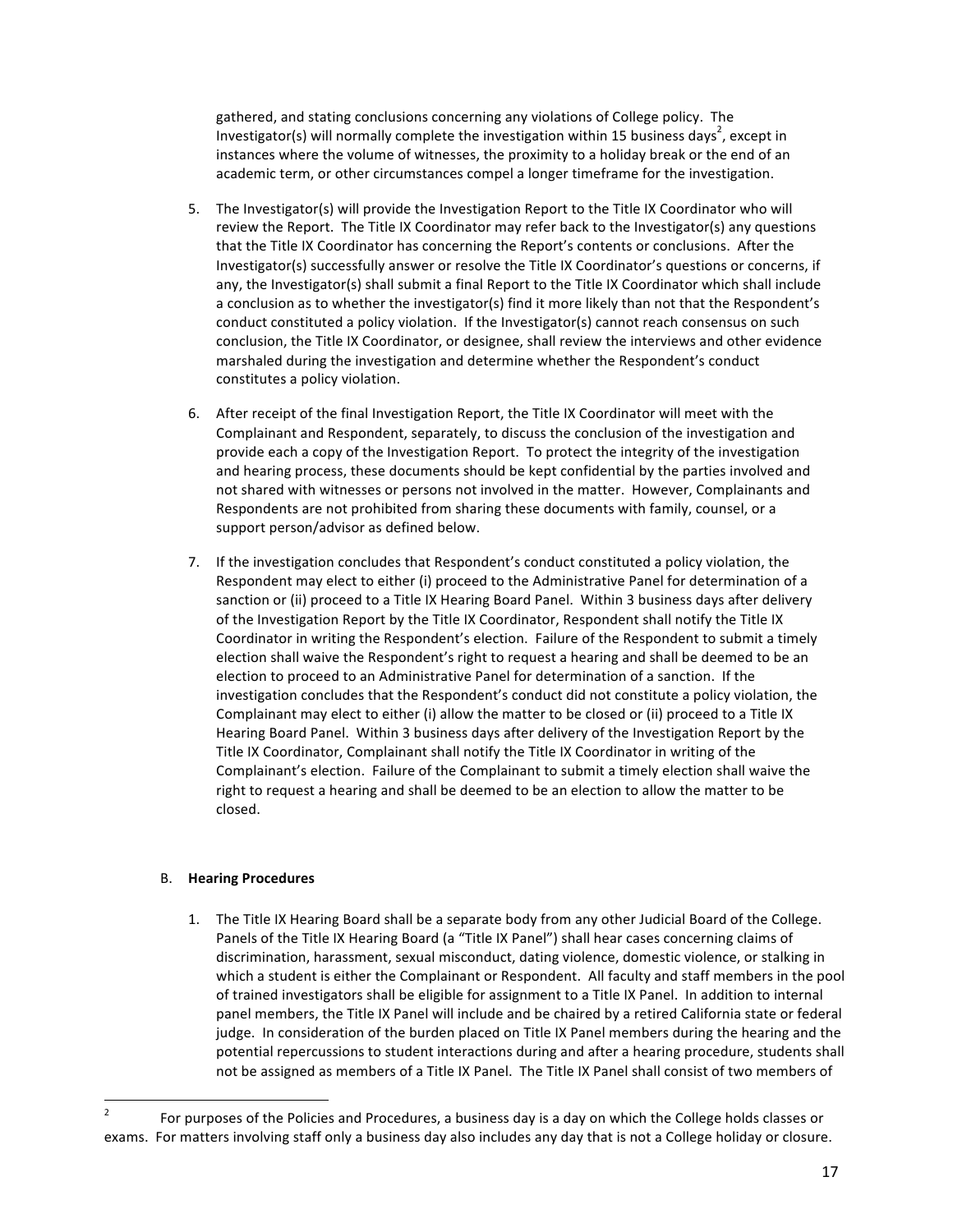gathered, and stating conclusions concerning any violations of College policy. The Investigator(s) will normally complete the investigation within 15 business days[2], except in instances where the volume of witnesses, the proximity to a holiday break or the end of an academic term, or other circumstances compel a longer timeframe for the investigation.

5. The Investigator(s) will provide the Investigation Report to the Title IX Coordinator who will review the Report. The Title IX Coordinator may refer back to the Investigator(s) any questions that the Title IX Coordinator has concerning the Report's contents or conclusions. After the Investigator(s) successfully answer or resolve the Title IX Coordinator's questions or concerns, if any, the Investigator(s) shall submit a final Report to the Title IX Coordinator which shall include a conclusion as to whether the investigator(s) find it more likely than not that the Respondent's conduct constituted a policy violation. If the Investigator(s) cannot reach consensus on such conclusion, the Title IX Coordinator, or designee, shall review the interviews and other evidence marshaled during the investigation and determine whether the Respondent's conduct constitutes a policy violation.

6. After receipt of the final Investigation Report, the Title IX Coordinator will meet with the Complainant and Respondent, separately, to discuss the conclusion of the investigation and provide each a copy of the Investigation Report. To protect the integrity of the investigation and hearing process, these documents should be kept confidential by the parties involved and not shared with witnesses or persons not involved in the matter. However, Complainants and Respondents are not prohibited from sharing these documents with family, counsel, or a support person/advisor as defined below.

7. If the investigation concludes that Respondent's conduct constituted a policy violation, the Respondent may elect to either (i) proceed to the Administrative Panel for determination of a sanction or (ii) proceed to a Title IX Hearing Board Panel. Within 3 business days after delivery of the Investigation Report by the Title IX Coordinator, Respondent shall notify the Title IX Coordinator in writing the Respondent's election. Failure of the Respondent to submit a timely election shall waive the Respondent's right to request a hearing and shall be deemed to be an election to proceed to an Administrative Panel for determination of a sanction. If the investigation concludes that the Respondent's conduct did not constitute a policy violation, the Complainant may elect to either (i) allow the matter to be closed or (ii) proceed to a Title IX Hearing Board Panel. Within 3 business days after delivery of the Investigation Report by the Title IX Coordinator, Complainant shall notify the Title IX Coordinator in writing of the Complainant's election. Failure of the Complainant to submit a timely election shall waive the right to request a hearing and shall be deemed to be an election to allow the matter to be closed.

B. **Hearing Procedures**

1. The Title IX Hearing Board shall be a separate body from any other Judicial Board of the College. Panels of the Title IX Hearing Board (a "Title IX Panel") shall hear cases concerning claims of discrimination, harassment, sexual misconduct, dating violence, domestic violence, or stalking in which a student is either the Complainant or Respondent. All faculty and staff members in the pool of trained investigators shall be eligible for assignment to a Title IX Panel. In addition to internal panel members, the Title IX Panel will include and be chaired by a retired California state or federal judge. In consideration of the burden placed on Title IX Panel members during the hearing and the potential repercussions to student interactions during and after a hearing procedure, students shall not be assigned as members of a Title IX Panel. The Title IX Panel shall consist of two members of

[2] For purposes of the Policies and Procedures, a business day is a day on which the College holds classes or exams. For matters involving staff only a business day also includes any day that is not a College holiday or closure.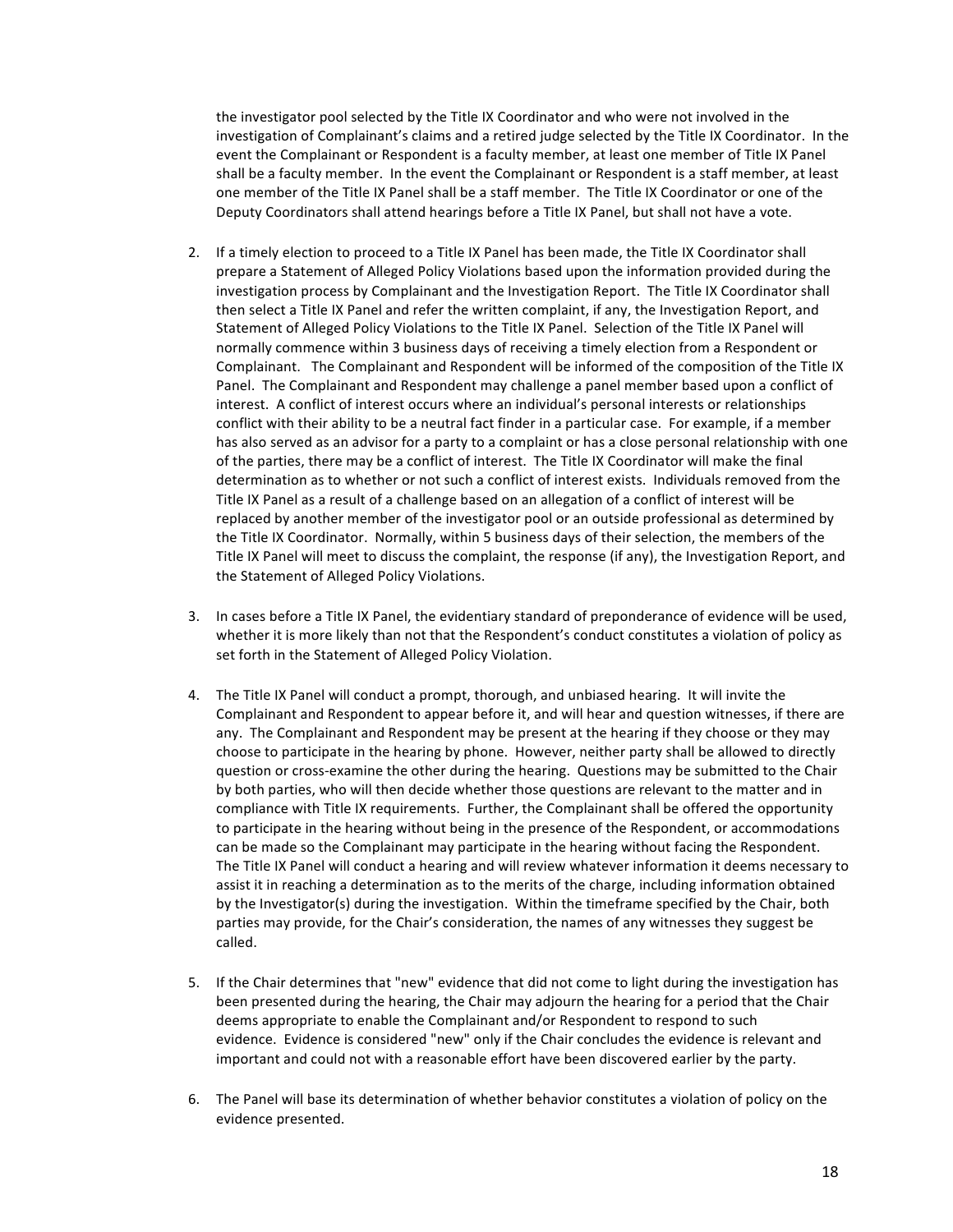the investigator pool selected by the Title IX Coordinator and who were not involved in the investigation of Complainant's claims and a retired judge selected by the Title IX Coordinator. In the event the Complainant or Respondent is a faculty member, at least one member of Title IX Panel shall be a faculty member. In the event the Complainant or Respondent is a staff member, at least one member of the Title IX Panel shall be a staff member. The Title IX Coordinator or one of the Deputy Coordinators shall attend hearings before a Title IX Panel, but shall not have a vote.

2. If a timely election to proceed to a Title IX Panel has been made, the Title IX Coordinator shall prepare a Statement of Alleged Policy Violations based upon the information provided during the investigation process by Complainant and the Investigation Report. The Title IX Coordinator shall then select a Title IX Panel and refer the written complaint, if any, the Investigation Report, and Statement of Alleged Policy Violations to the Title IX Panel. Selection of the Title IX Panel will normally commence within 3 business days of receiving a timely election from a Respondent or Complainant. The Complainant and Respondent will be informed of the composition of the Title IX Panel. The Complainant and Respondent may challenge a panel member based upon a conflict of interest. A conflict of interest occurs where an individual's personal interests or relationships conflict with their ability to be a neutral fact finder in a particular case. For example, if a member has also served as an advisor for a party to a complaint or has a close personal relationship with one of the parties, there may be a conflict of interest. The Title IX Coordinator will make the final determination as to whether or not such a conflict of interest exists. Individuals removed from the Title IX Panel as a result of a challenge based on an allegation of a conflict of interest will be replaced by another member of the investigator pool or an outside professional as determined by the Title IX Coordinator. Normally, within 5 business days of their selection, the members of the Title IX Panel will meet to discuss the complaint, the response (if any), the Investigation Report, and the Statement of Alleged Policy Violations.

3. In cases before a Title IX Panel, the evidentiary standard of preponderance of evidence will be used, whether it is more likely than not that the Respondent's conduct constitutes a violation of policy as set forth in the Statement of Alleged Policy Violation.

4. The Title IX Panel will conduct a prompt, thorough, and unbiased hearing. It will invite the Complainant and Respondent to appear before it, and will hear and question witnesses, if there are any. The Complainant and Respondent may be present at the hearing if they choose or they may choose to participate in the hearing by phone. However, neither party shall be allowed to directly question or cross-examine the other during the hearing. Questions may be submitted to the Chair by both parties, who will then decide whether those questions are relevant to the matter and in compliance with Title IX requirements. Further, the Complainant shall be offered the opportunity to participate in the hearing without being in the presence of the Respondent, or accommodations can be made so the Complainant may participate in the hearing without facing the Respondent. The Title IX Panel will conduct a hearing and will review whatever information it deems necessary to assist it in reaching a determination as to the merits of the charge, including information obtained by the Investigator(s) during the investigation. Within the timeframe specified by the Chair, both parties may provide, for the Chair's consideration, the names of any witnesses they suggest be called.

5. If the Chair determines that "new" evidence that did not come to light during the investigation has been presented during the hearing, the Chair may adjourn the hearing for a period that the Chair deems appropriate to enable the Complainant and/or Respondent to respond to such evidence. Evidence is considered "new" only if the Chair concludes the evidence is relevant and important and could not with a reasonable effort have been discovered earlier by the party.

6. The Panel will base its determination of whether behavior constitutes a violation of policy on the evidence presented.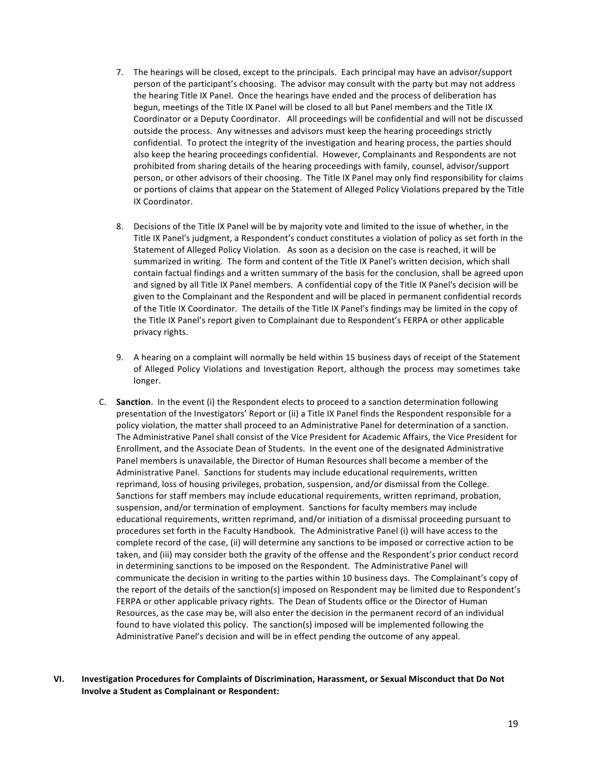7. The hearings will be closed, except to the principals. Each principal may have an advisor/support person of the participant's choosing. The advisor may consult with the party but may not address the hearing Title IX Panel. Once the hearings have ended and the process of deliberation has begun, meetings of the Title IX Panel will be closed to all but Panel members and the Title IX Coordinator or a Deputy Coordinator. All proceedings will be confidential and will not be discussed outside the process. Any witnesses and advisors must keep the hearing proceedings strictly confidential. To protect the integrity of the investigation and hearing process, the parties should also keep the hearing proceedings confidential. However, Complainants and Respondents are not prohibited from sharing details of the hearing proceedings with family, counsel, advisor/support person, or other advisors of their choosing. The Title IX Panel may only find responsibility for claims or portions of claims that appear on the Statement of Alleged Policy Violations prepared by the Title IX Coordinator.

8. Decisions of the Title IX Panel will be by majority vote and limited to the issue of whether, in the Title IX Panel's judgment, a Respondent's conduct constitutes a violation of policy as set forth in the Statement of Alleged Policy Violation. As soon as a decision on the case is reached, it will be summarized in writing. The form and content of the Title IX Panel's written decision, which shall contain factual findings and a written summary of the basis for the conclusion, shall be agreed upon and signed by all Title IX Panel members. A confidential copy of the Title IX Panel's decision will be given to the Complainant and the Respondent and will be placed in permanent confidential records of the Title IX Coordinator. The details of the Title IX Panel's findings may be limited in the copy of the Title IX Panel's report given to Complainant due to Respondent's FERPA or other applicable privacy rights.

9. A hearing on a complaint will normally be held within 15 business days of receipt of the Statement of Alleged Policy Violations and Investigation Report, although the process may sometimes take longer.

C. **Sanction**. In the event (i) the Respondent elects to proceed to a sanction determination following presentation of the Investigators' Report or (ii) a Title IX Panel finds the Respondent responsible for a policy violation, the matter shall proceed to an Administrative Panel for determination of a sanction. The Administrative Panel shall consist of the Vice President for Academic Affairs, the Vice President for Enrollment, and the Associate Dean of Students. In the event one of the designated Administrative Panel members is unavailable, the Director of Human Resources shall become a member of the Administrative Panel. Sanctions for students may include educational requirements, written reprimand, loss of housing privileges, probation, suspension, and/or dismissal from the College. Sanctions for staff members may include educational requirements, written reprimand, probation, suspension, and/or termination of employment. Sanctions for faculty members may include educational requirements, written reprimand, and/or initiation of a dismissal proceeding pursuant to procedures set forth in the Faculty Handbook. The Administrative Panel (i) will have access to the complete record of the case, (ii) will determine any sanctions to be imposed or corrective action to be taken, and (iii) may consider both the gravity of the offense and the Respondent's prior conduct record in determining sanctions to be imposed on the Respondent. The Administrative Panel will communicate the decision in writing to the parties within 10 business days. The Complainant's copy of the report of the details of the sanction(s) imposed on Respondent may be limited due to Respondent's FERPA or other applicable privacy rights. The Dean of Students office or the Director of Human Resources, as the case may be, will also enter the decision in the permanent record of an individual found to have violated this policy. The sanction(s) imposed will be implemented following the Administrative Panel's decision and will be in effect pending the outcome of any appeal.

## VI. Investigation Procedures for Complaints of Discrimination, Harassment, or Sexual Misconduct that Do Not Involve a Student as Complainant or Respondent: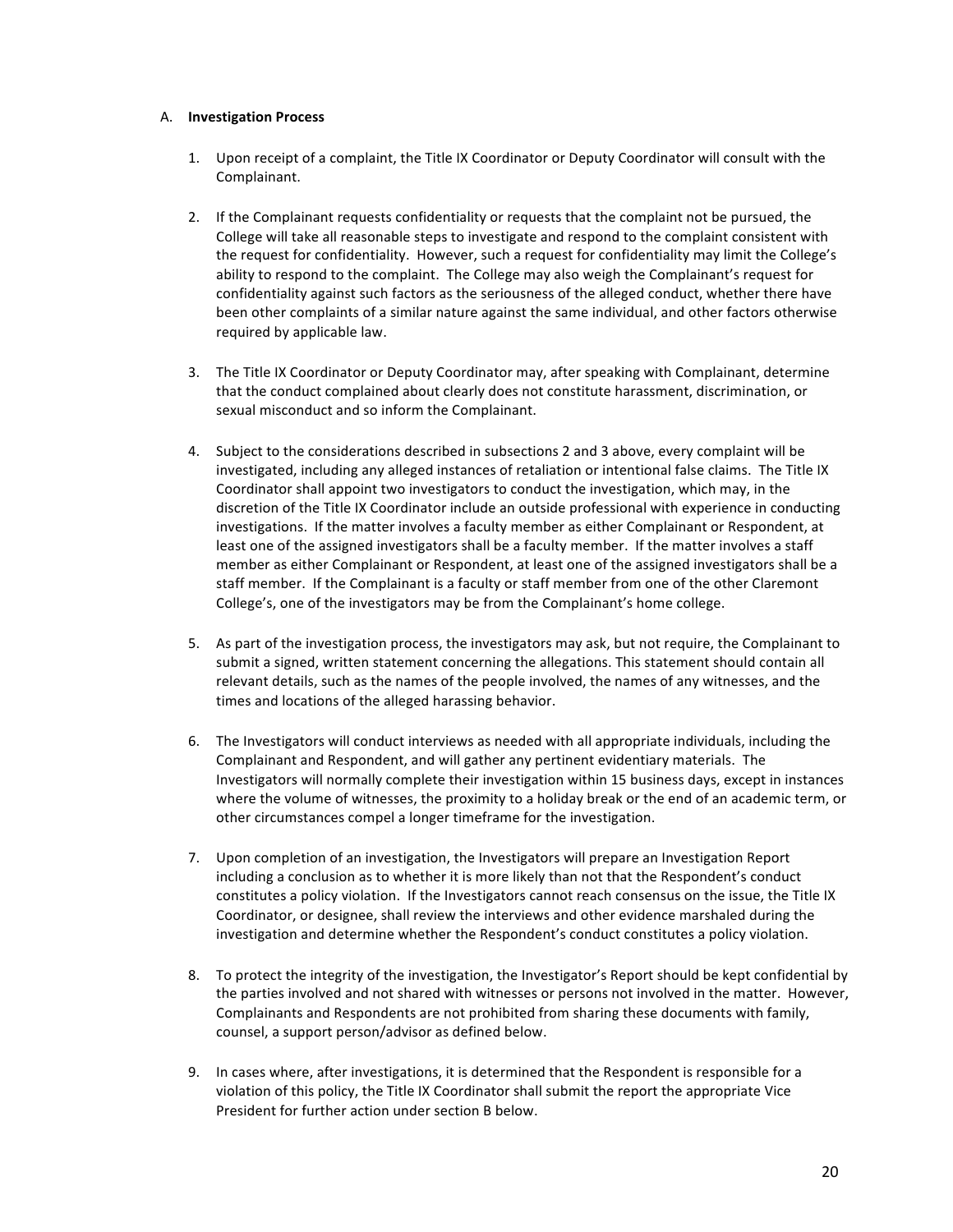A. **Investigation Process**

1. Upon receipt of a complaint, the Title IX Coordinator or Deputy Coordinator will consult with the Complainant.

2. If the Complainant requests confidentiality or requests that the complaint not be pursued, the College will take all reasonable steps to investigate and respond to the complaint consistent with the request for confidentiality. However, such a request for confidentiality may limit the College's ability to respond to the complaint. The College may also weigh the Complainant's request for confidentiality against such factors as the seriousness of the alleged conduct, whether there have been other complaints of a similar nature against the same individual, and other factors otherwise required by applicable law.

3. The Title IX Coordinator or Deputy Coordinator may, after speaking with Complainant, determine that the conduct complained about clearly does not constitute harassment, discrimination, or sexual misconduct and so inform the Complainant.

4. Subject to the considerations described in subsections 2 and 3 above, every complaint will be investigated, including any alleged instances of retaliation or intentional false claims. The Title IX Coordinator shall appoint two investigators to conduct the investigation, which may, in the discretion of the Title IX Coordinator include an outside professional with experience in conducting investigations. If the matter involves a faculty member as either Complainant or Respondent, at least one of the assigned investigators shall be a faculty member. If the matter involves a staff member as either Complainant or Respondent, at least one of the assigned investigators shall be a staff member. If the Complainant is a faculty or staff member from one of the other Claremont College's, one of the investigators may be from the Complainant's home college.

5. As part of the investigation process, the investigators may ask, but not require, the Complainant to submit a signed, written statement concerning the allegations. This statement should contain all relevant details, such as the names of the people involved, the names of any witnesses, and the times and locations of the alleged harassing behavior.

6. The Investigators will conduct interviews as needed with all appropriate individuals, including the Complainant and Respondent, and will gather any pertinent evidentiary materials. The Investigators will normally complete their investigation within 15 business days, except in instances where the volume of witnesses, the proximity to a holiday break or the end of an academic term, or other circumstances compel a longer timeframe for the investigation.

7. Upon completion of an investigation, the Investigators will prepare an Investigation Report including a conclusion as to whether it is more likely than not that the Respondent's conduct constitutes a policy violation. If the Investigators cannot reach consensus on the issue, the Title IX Coordinator, or designee, shall review the interviews and other evidence marshaled during the investigation and determine whether the Respondent's conduct constitutes a policy violation.

8. To protect the integrity of the investigation, the Investigator's Report should be kept confidential by the parties involved and not shared with witnesses or persons not involved in the matter. However, Complainants and Respondents are not prohibited from sharing these documents with family, counsel, a support person/advisor as defined below.

9. In cases where, after investigations, it is determined that the Respondent is responsible for a violation of this policy, the Title IX Coordinator shall submit the report the appropriate Vice President for further action under section B below.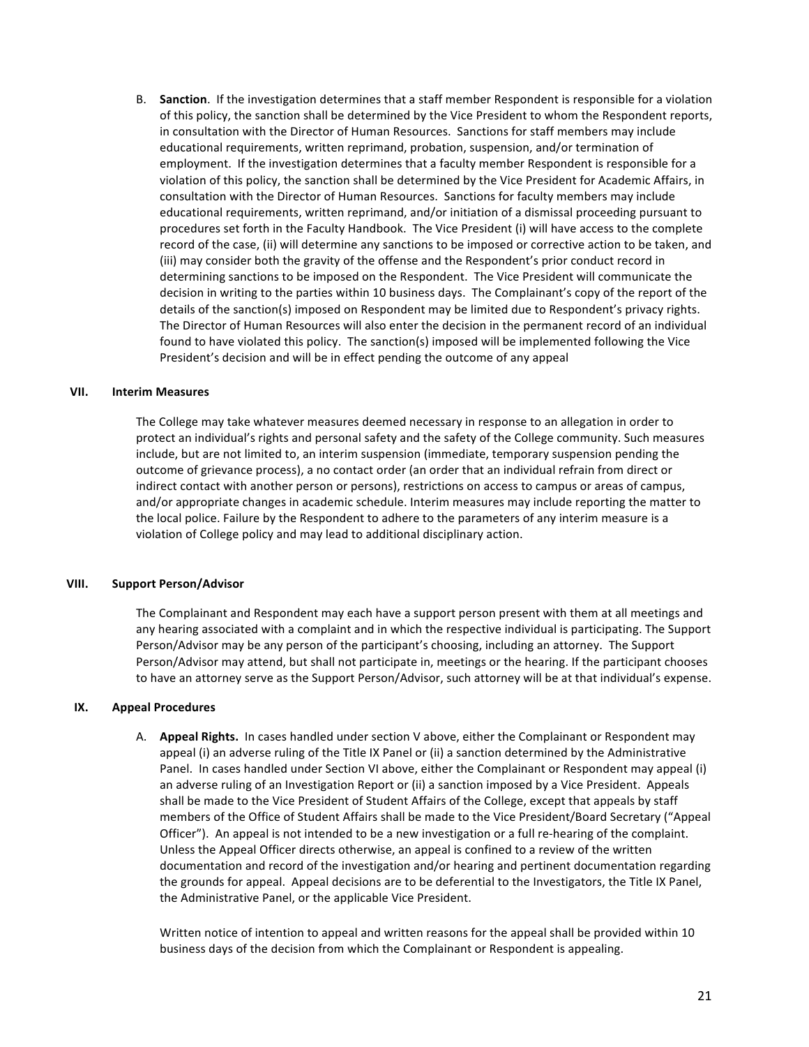B. **Sanction**. If the investigation determines that a staff member Respondent is responsible for a violation of this policy, the sanction shall be determined by the Vice President to whom the Respondent reports, in consultation with the Director of Human Resources. Sanctions for staff members may include educational requirements, written reprimand, probation, suspension, and/or termination of employment. If the investigation determines that a faculty member Respondent is responsible for a violation of this policy, the sanction shall be determined by the Vice President for Academic Affairs, in consultation with the Director of Human Resources. Sanctions for faculty members may include educational requirements, written reprimand, and/or initiation of a dismissal proceeding pursuant to procedures set forth in the Faculty Handbook. The Vice President (i) will have access to the complete record of the case, (ii) will determine any sanctions to be imposed or corrective action to be taken, and (iii) may consider both the gravity of the offense and the Respondent's prior conduct record in determining sanctions to be imposed on the Respondent. The Vice President will communicate the decision in writing to the parties within 10 business days. The Complainant's copy of the report of the details of the sanction(s) imposed on Respondent may be limited due to Respondent's privacy rights. The Director of Human Resources will also enter the decision in the permanent record of an individual found to have violated this policy. The sanction(s) imposed will be implemented following the Vice President's decision and will be in effect pending the outcome of any appeal

## VII. Interim Measures

The College may take whatever measures deemed necessary in response to an allegation in order to protect an individual's rights and personal safety and the safety of the College community. Such measures include, but are not limited to, an interim suspension (immediate, temporary suspension pending the outcome of grievance process), a no contact order (an order that an individual refrain from direct or indirect contact with another person or persons), restrictions on access to campus or areas of campus, and/or appropriate changes in academic schedule. Interim measures may include reporting the matter to the local police. Failure by the Respondent to adhere to the parameters of any interim measure is a violation of College policy and may lead to additional disciplinary action.

## VIII. Support Person/Advisor

The Complainant and Respondent may each have a support person present with them at all meetings and any hearing associated with a complaint and in which the respective individual is participating. The Support Person/Advisor may be any person of the participant's choosing, including an attorney. The Support Person/Advisor may attend, but shall not participate in, meetings or the hearing. If the participant chooses to have an attorney serve as the Support Person/Advisor, such attorney will be at that individual's expense.

## IX. Appeal Procedures

A. **Appeal Rights.** In cases handled under section V above, either the Complainant or Respondent may appeal (i) an adverse ruling of the Title IX Panel or (ii) a sanction determined by the Administrative Panel. In cases handled under Section VI above, either the Complainant or Respondent may appeal (i) an adverse ruling of an Investigation Report or (ii) a sanction imposed by a Vice President. Appeals shall be made to the Vice President of Student Affairs of the College, except that appeals by staff members of the Office of Student Affairs shall be made to the Vice President/Board Secretary ("Appeal Officer"). An appeal is not intended to be a new investigation or a full re-hearing of the complaint. Unless the Appeal Officer directs otherwise, an appeal is confined to a review of the written documentation and record of the investigation and/or hearing and pertinent documentation regarding the grounds for appeal. Appeal decisions are to be deferential to the Investigators, the Title IX Panel, the Administrative Panel, or the applicable Vice President.

Written notice of intention to appeal and written reasons for the appeal shall be provided within 10 business days of the decision from which the Complainant or Respondent is appealing.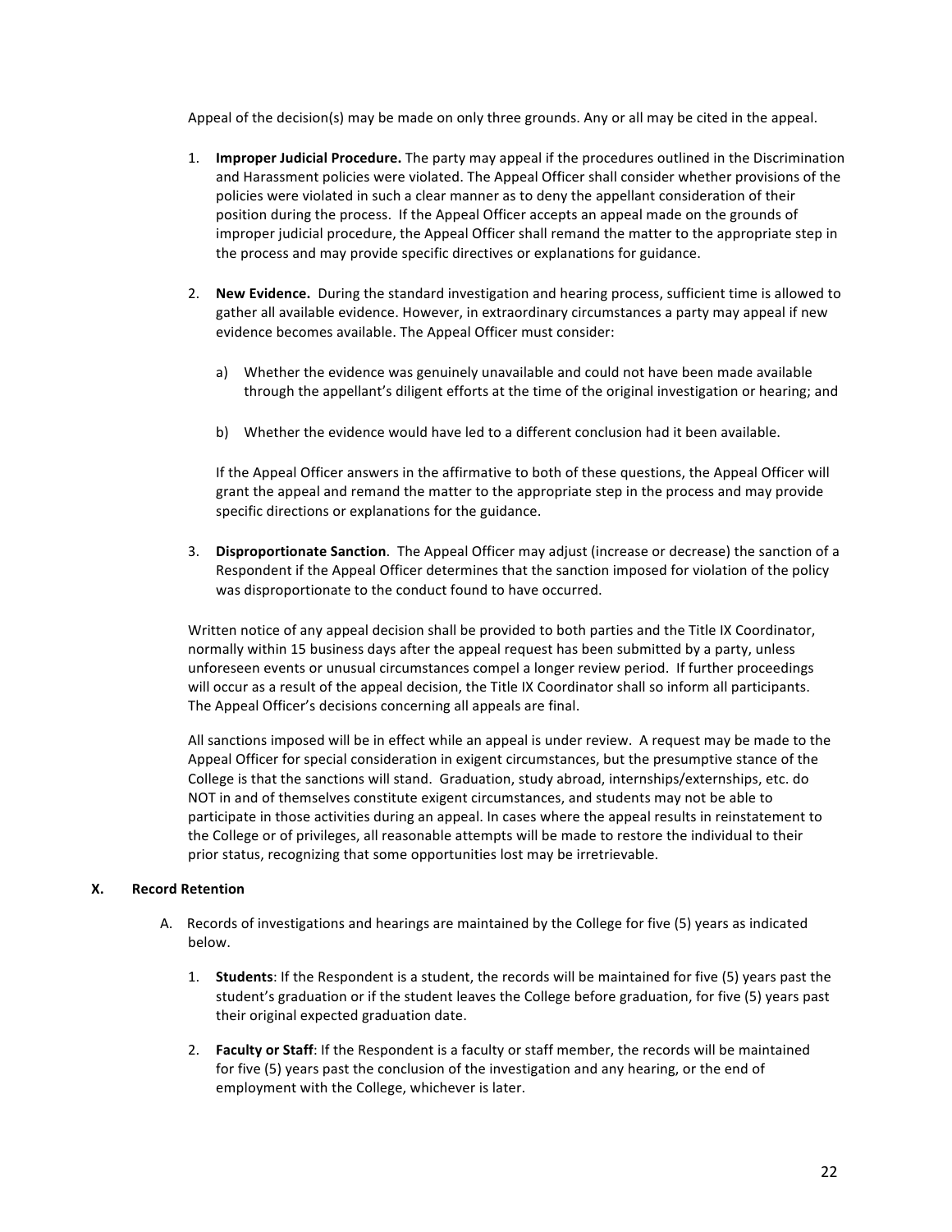Appeal of the decision(s) may be made on only three grounds. Any or all may be cited in the appeal.

1. **Improper Judicial Procedure.** The party may appeal if the procedures outlined in the Discrimination and Harassment policies were violated. The Appeal Officer shall consider whether provisions of the policies were violated in such a clear manner as to deny the appellant consideration of their position during the process. If the Appeal Officer accepts an appeal made on the grounds of improper judicial procedure, the Appeal Officer shall remand the matter to the appropriate step in the process and may provide specific directives or explanations for guidance.

2. **New Evidence.** During the standard investigation and hearing process, sufficient time is allowed to gather all available evidence. However, in extraordinary circumstances a party may appeal if new evidence becomes available. The Appeal Officer must consider:

   a) Whether the evidence was genuinely unavailable and could not have been made available through the appellant's diligent efforts at the time of the original investigation or hearing; and

   b) Whether the evidence would have led to a different conclusion had it been available.

   If the Appeal Officer answers in the affirmative to both of these questions, the Appeal Officer will grant the appeal and remand the matter to the appropriate step in the process and may provide specific directions or explanations for the guidance.

3. **Disproportionate Sanction**. The Appeal Officer may adjust (increase or decrease) the sanction of a Respondent if the Appeal Officer determines that the sanction imposed for violation of the policy was disproportionate to the conduct found to have occurred.

Written notice of any appeal decision shall be provided to both parties and the Title IX Coordinator, normally within 15 business days after the appeal request has been submitted by a party, unless unforeseen events or unusual circumstances compel a longer review period. If further proceedings will occur as a result of the appeal decision, the Title IX Coordinator shall so inform all participants. The Appeal Officer's decisions concerning all appeals are final.

All sanctions imposed will be in effect while an appeal is under review. A request may be made to the Appeal Officer for special consideration in exigent circumstances, but the presumptive stance of the College is that the sanctions will stand. Graduation, study abroad, internships/externships, etc. do NOT in and of themselves constitute exigent circumstances, and students may not be able to participate in those activities during an appeal. In cases where the appeal results in reinstatement to the College or of privileges, all reasonable attempts will be made to restore the individual to their prior status, recognizing that some opportunities lost may be irretrievable.

## X. Record Retention

A. Records of investigations and hearings are maintained by the College for five (5) years as indicated below.

   1. **Students**: If the Respondent is a student, the records will be maintained for five (5) years past the student's graduation or if the student leaves the College before graduation, for five (5) years past their original expected graduation date.

   2. **Faculty or Staff**: If the Respondent is a faculty or staff member, the records will be maintained for five (5) years past the conclusion of the investigation and any hearing, or the end of employment with the College, whichever is later.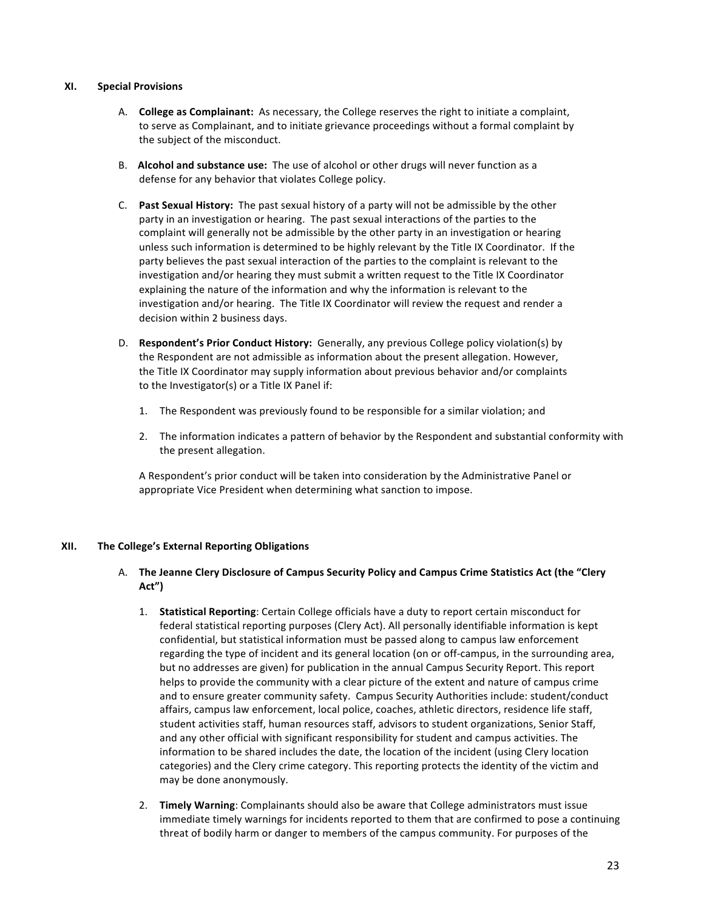## XI. Special Provisions

A. **College as Complainant:** As necessary, the College reserves the right to initiate a complaint, to serve as Complainant, and to initiate grievance proceedings without a formal complaint by the subject of the misconduct.

B. **Alcohol and substance use:** The use of alcohol or other drugs will never function as a defense for any behavior that violates College policy.

C. **Past Sexual History:** The past sexual history of a party will not be admissible by the other party in an investigation or hearing. The past sexual interactions of the parties to the complaint will generally not be admissible by the other party in an investigation or hearing unless such information is determined to be highly relevant by the Title IX Coordinator. If the party believes the past sexual interaction of the parties to the complaint is relevant to the investigation and/or hearing they must submit a written request to the Title IX Coordinator explaining the nature of the information and why the information is relevant to the investigation and/or hearing. The Title IX Coordinator will review the request and render a decision within 2 business days.

D. **Respondent's Prior Conduct History:** Generally, any previous College policy violation(s) by the Respondent are not admissible as information about the present allegation. However, the Title IX Coordinator may supply information about previous behavior and/or complaints to the Investigator(s) or a Title IX Panel if:

   1. The Respondent was previously found to be responsible for a similar violation; and

   2. The information indicates a pattern of behavior by the Respondent and substantial conformity with the present allegation.

   A Respondent's prior conduct will be taken into consideration by the Administrative Panel or appropriate Vice President when determining what sanction to impose.

## XII. The College's External Reporting Obligations

A. **The Jeanne Clery Disclosure of Campus Security Policy and Campus Crime Statistics Act (the "Clery Act")**

   1. **Statistical Reporting**: Certain College officials have a duty to report certain misconduct for federal statistical reporting purposes (Clery Act). All personally identifiable information is kept confidential, but statistical information must be passed along to campus law enforcement regarding the type of incident and its general location (on or off-campus, in the surrounding area, but no addresses are given) for publication in the annual Campus Security Report. This report helps to provide the community with a clear picture of the extent and nature of campus crime and to ensure greater community safety. Campus Security Authorities include: student/conduct affairs, campus law enforcement, local police, coaches, athletic directors, residence life staff, student activities staff, human resources staff, advisors to student organizations, Senior Staff, and any other official with significant responsibility for student and campus activities. The information to be shared includes the date, the location of the incident (using Clery location categories) and the Clery crime category. This reporting protects the identity of the victim and may be done anonymously.

   2. **Timely Warning**: Complainants should also be aware that College administrators must issue immediate timely warnings for incidents reported to them that are confirmed to pose a continuing threat of bodily harm or danger to members of the campus community. For purposes of the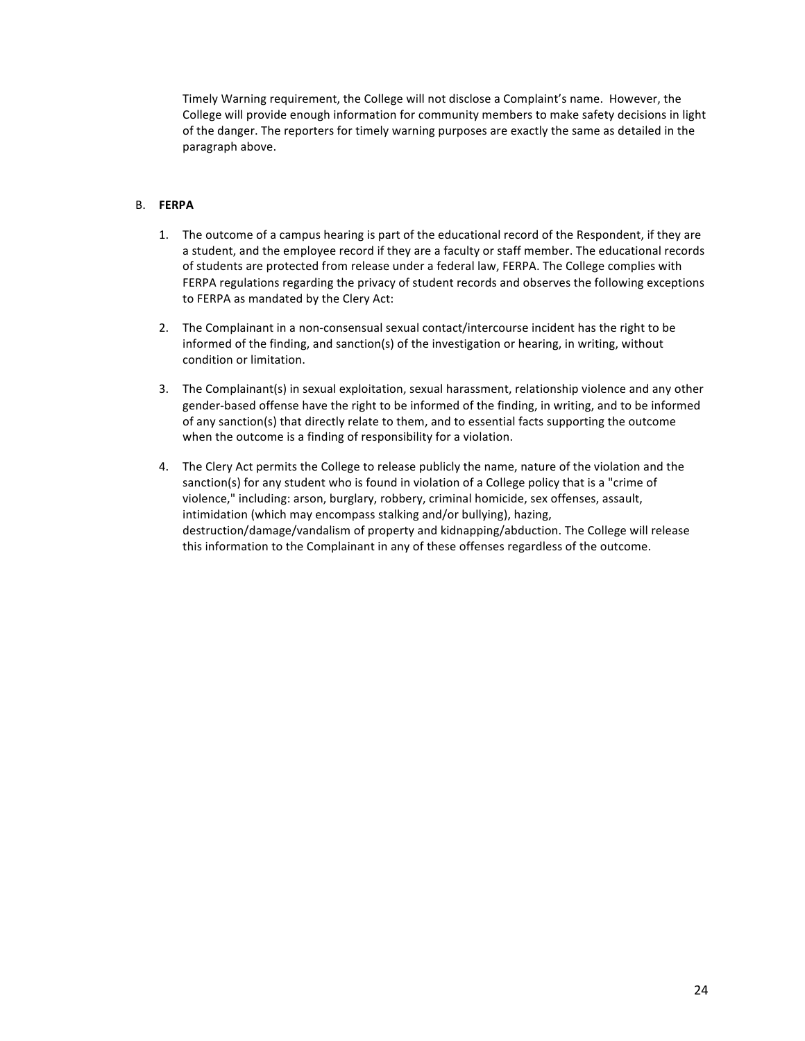Timely Warning requirement, the College will not disclose a Complaint's name. However, the College will provide enough information for community members to make safety decisions in light of the danger. The reporters for timely warning purposes are exactly the same as detailed in the paragraph above.

B. **FERPA**

1. The outcome of a campus hearing is part of the educational record of the Respondent, if they are a student, and the employee record if they are a faculty or staff member. The educational records of students are protected from release under a federal law, FERPA. The College complies with FERPA regulations regarding the privacy of student records and observes the following exceptions to FERPA as mandated by the Clery Act:

2. The Complainant in a non-consensual sexual contact/intercourse incident has the right to be informed of the finding, and sanction(s) of the investigation or hearing, in writing, without condition or limitation.

3. The Complainant(s) in sexual exploitation, sexual harassment, relationship violence and any other gender-based offense have the right to be informed of the finding, in writing, and to be informed of any sanction(s) that directly relate to them, and to essential facts supporting the outcome when the outcome is a finding of responsibility for a violation.

4. The Clery Act permits the College to release publicly the name, nature of the violation and the sanction(s) for any student who is found in violation of a College policy that is a "crime of violence," including: arson, burglary, robbery, criminal homicide, sex offenses, assault, intimidation (which may encompass stalking and/or bullying), hazing, destruction/damage/vandalism of property and kidnapping/abduction. The College will release this information to the Complainant in any of these offenses regardless of the outcome.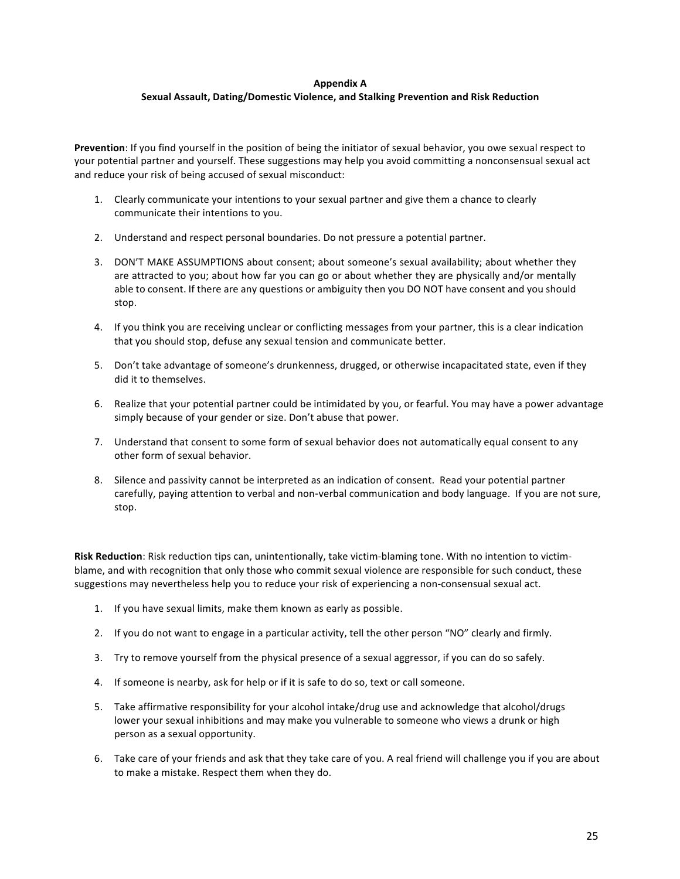## Appendix A
## Sexual Assault, Dating/Domestic Violence, and Stalking Prevention and Risk Reduction

**Prevention**: If you find yourself in the position of being the initiator of sexual behavior, you owe sexual respect to your potential partner and yourself. These suggestions may help you avoid committing a nonconsensual sexual act and reduce your risk of being accused of sexual misconduct:

1. Clearly communicate your intentions to your sexual partner and give them a chance to clearly communicate their intentions to you.

2. Understand and respect personal boundaries. Do not pressure a potential partner.

3. DON'T MAKE ASSUMPTIONS about consent; about someone's sexual availability; about whether they are attracted to you; about how far you can go or about whether they are physically and/or mentally able to consent. If there are any questions or ambiguity then you DO NOT have consent and you should stop.

4. If you think you are receiving unclear or conflicting messages from your partner, this is a clear indication that you should stop, defuse any sexual tension and communicate better.

5. Don't take advantage of someone's drunkenness, drugged, or otherwise incapacitated state, even if they did it to themselves.

6. Realize that your potential partner could be intimidated by you, or fearful. You may have a power advantage simply because of your gender or size. Don't abuse that power.

7. Understand that consent to some form of sexual behavior does not automatically equal consent to any other form of sexual behavior.

8. Silence and passivity cannot be interpreted as an indication of consent. Read your potential partner carefully, paying attention to verbal and non-verbal communication and body language. If you are not sure, stop.

**Risk Reduction**: Risk reduction tips can, unintentionally, take victim-blaming tone. With no intention to victim-blame, and with recognition that only those who commit sexual violence are responsible for such conduct, these suggestions may nevertheless help you to reduce your risk of experiencing a non-consensual sexual act.

1. If you have sexual limits, make them known as early as possible.

2. If you do not want to engage in a particular activity, tell the other person "NO" clearly and firmly.

3. Try to remove yourself from the physical presence of a sexual aggressor, if you can do so safely.

4. If someone is nearby, ask for help or if it is safe to do so, text or call someone.

5. Take affirmative responsibility for your alcohol intake/drug use and acknowledge that alcohol/drugs lower your sexual inhibitions and may make you vulnerable to someone who views a drunk or high person as a sexual opportunity.

6. Take care of your friends and ask that they take care of you. A real friend will challenge you if you are about to make a mistake. Respect them when they do.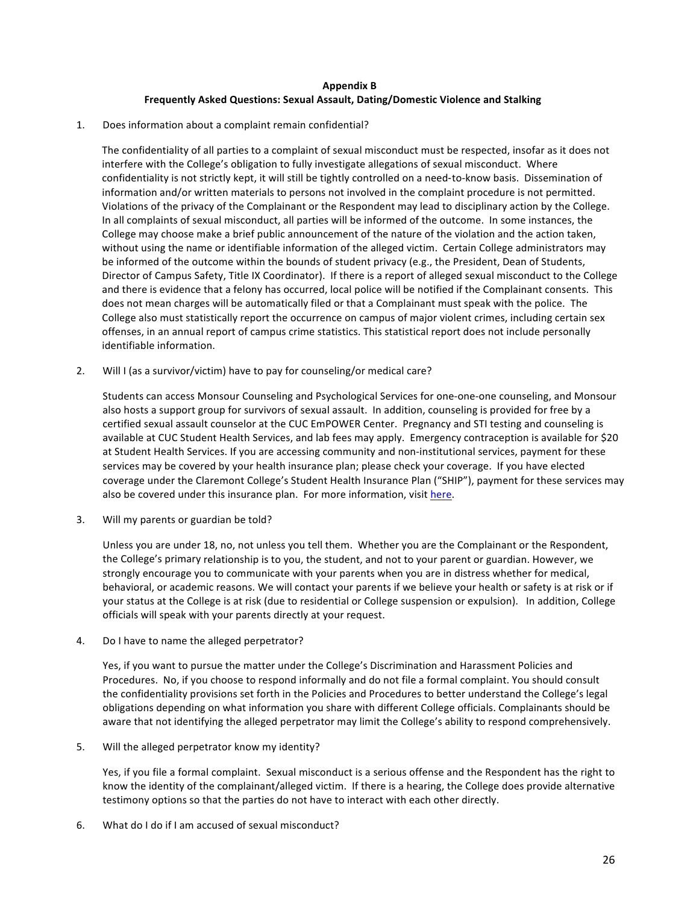**Appendix B**
**Frequently Asked Questions: Sexual Assault, Dating/Domestic Violence and Stalking**

1. Does information about a complaint remain confidential?

   The confidentiality of all parties to a complaint of sexual misconduct must be respected, insofar as it does not interfere with the College's obligation to fully investigate allegations of sexual misconduct. Where confidentiality is not strictly kept, it will still be tightly controlled on a need-to-know basis. Dissemination of information and/or written materials to persons not involved in the complaint procedure is not permitted. Violations of the privacy of the Complainant or the Respondent may lead to disciplinary action by the College. In all complaints of sexual misconduct, all parties will be informed of the outcome. In some instances, the College may choose make a brief public announcement of the nature of the violation and the action taken, without using the name or identifiable information of the alleged victim. Certain College administrators may be informed of the outcome within the bounds of student privacy (e.g., the President, Dean of Students, Director of Campus Safety, Title IX Coordinator). If there is a report of alleged sexual misconduct to the College and there is evidence that a felony has occurred, local police will be notified if the Complainant consents. This does not mean charges will be automatically filed or that a Complainant must speak with the police. The College also must statistically report the occurrence on campus of major violent crimes, including certain sex offenses, in an annual report of campus crime statistics. This statistical report does not include personally identifiable information.

2. Will I (as a survivor/victim) have to pay for counseling/or medical care?

   Students can access Monsour Counseling and Psychological Services for one-one-one counseling, and Monsour also hosts a support group for survivors of sexual assault. In addition, counseling is provided for free by a certified sexual assault counselor at the CUC EmPOWER Center. Pregnancy and STI testing and counseling is available at CUC Student Health Services, and lab fees may apply. Emergency contraception is available for $20 at Student Health Services. If you are accessing community and non-institutional services, payment for these services may be covered by your health insurance plan; please check your coverage. If you have elected coverage under the Claremont College's Student Health Insurance Plan ("SHIP"), payment for these services may also be covered under this insurance plan. For more information, visit here.

3. Will my parents or guardian be told?

   Unless you are under 18, no, not unless you tell them. Whether you are the Complainant or the Respondent, the College's primary relationship is to you, the student, and not to your parent or guardian. However, we strongly encourage you to communicate with your parents when you are in distress whether for medical, behavioral, or academic reasons. We will contact your parents if we believe your health or safety is at risk or if your status at the College is at risk (due to residential or College suspension or expulsion). In addition, College officials will speak with your parents directly at your request.

4. Do I have to name the alleged perpetrator?

   Yes, if you want to pursue the matter under the College's Discrimination and Harassment Policies and Procedures. No, if you choose to respond informally and do not file a formal complaint. You should consult the confidentiality provisions set forth in the Policies and Procedures to better understand the College's legal obligations depending on what information you share with different College officials. Complainants should be aware that not identifying the alleged perpetrator may limit the College's ability to respond comprehensively.

5. Will the alleged perpetrator know my identity?

   Yes, if you file a formal complaint. Sexual misconduct is a serious offense and the Respondent has the right to know the identity of the complainant/alleged victim. If there is a hearing, the College does provide alternative testimony options so that the parties do not have to interact with each other directly.

6. What do I do if I am accused of sexual misconduct?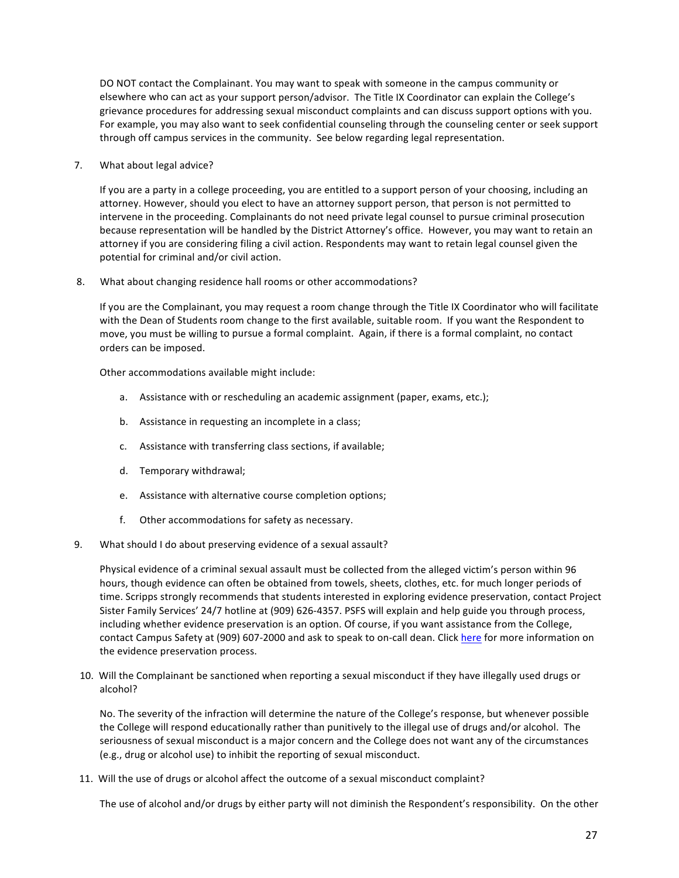DO NOT contact the Complainant. You may want to speak with someone in the campus community or elsewhere who can act as your support person/advisor. The Title IX Coordinator can explain the College's grievance procedures for addressing sexual misconduct complaints and can discuss support options with you. For example, you may also want to seek confidential counseling through the counseling center or seek support through off campus services in the community. See below regarding legal representation.

7. What about legal advice?

   If you are a party in a college proceeding, you are entitled to a support person of your choosing, including an attorney. However, should you elect to have an attorney support person, that person is not permitted to intervene in the proceeding. Complainants do not need private legal counsel to pursue criminal prosecution because representation will be handled by the District Attorney's office. However, you may want to retain an attorney if you are considering filing a civil action. Respondents may want to retain legal counsel given the potential for criminal and/or civil action.

8. What about changing residence hall rooms or other accommodations?

   If you are the Complainant, you may request a room change through the Title IX Coordinator who will facilitate with the Dean of Students room change to the first available, suitable room. If you want the Respondent to move, you must be willing to pursue a formal complaint. Again, if there is a formal complaint, no contact orders can be imposed.

   Other accommodations available might include:

   a. Assistance with or rescheduling an academic assignment (paper, exams, etc.);

   b. Assistance in requesting an incomplete in a class;

   c. Assistance with transferring class sections, if available;

   d. Temporary withdrawal;

   e. Assistance with alternative course completion options;

   f. Other accommodations for safety as necessary.

9. What should I do about preserving evidence of a sexual assault?

   Physical evidence of a criminal sexual assault must be collected from the alleged victim's person within 96 hours, though evidence can often be obtained from towels, sheets, clothes, etc. for much longer periods of time. Scripps strongly recommends that students interested in exploring evidence preservation, contact Project Sister Family Services' 24/7 hotline at (909) 626-4357. PSFS will explain and help guide you through process, including whether evidence preservation is an option. Of course, if you want assistance from the College, contact Campus Safety at (909) 607-2000 and ask to speak to on-call dean. Click here for more information on the evidence preservation process.

10. Will the Complainant be sanctioned when reporting a sexual misconduct if they have illegally used drugs or alcohol?

    No. The severity of the infraction will determine the nature of the College's response, but whenever possible the College will respond educationally rather than punitively to the illegal use of drugs and/or alcohol. The seriousness of sexual misconduct is a major concern and the College does not want any of the circumstances (e.g., drug or alcohol use) to inhibit the reporting of sexual misconduct.

11. Will the use of drugs or alcohol affect the outcome of a sexual misconduct complaint?

    The use of alcohol and/or drugs by either party will not diminish the Respondent's responsibility. On the other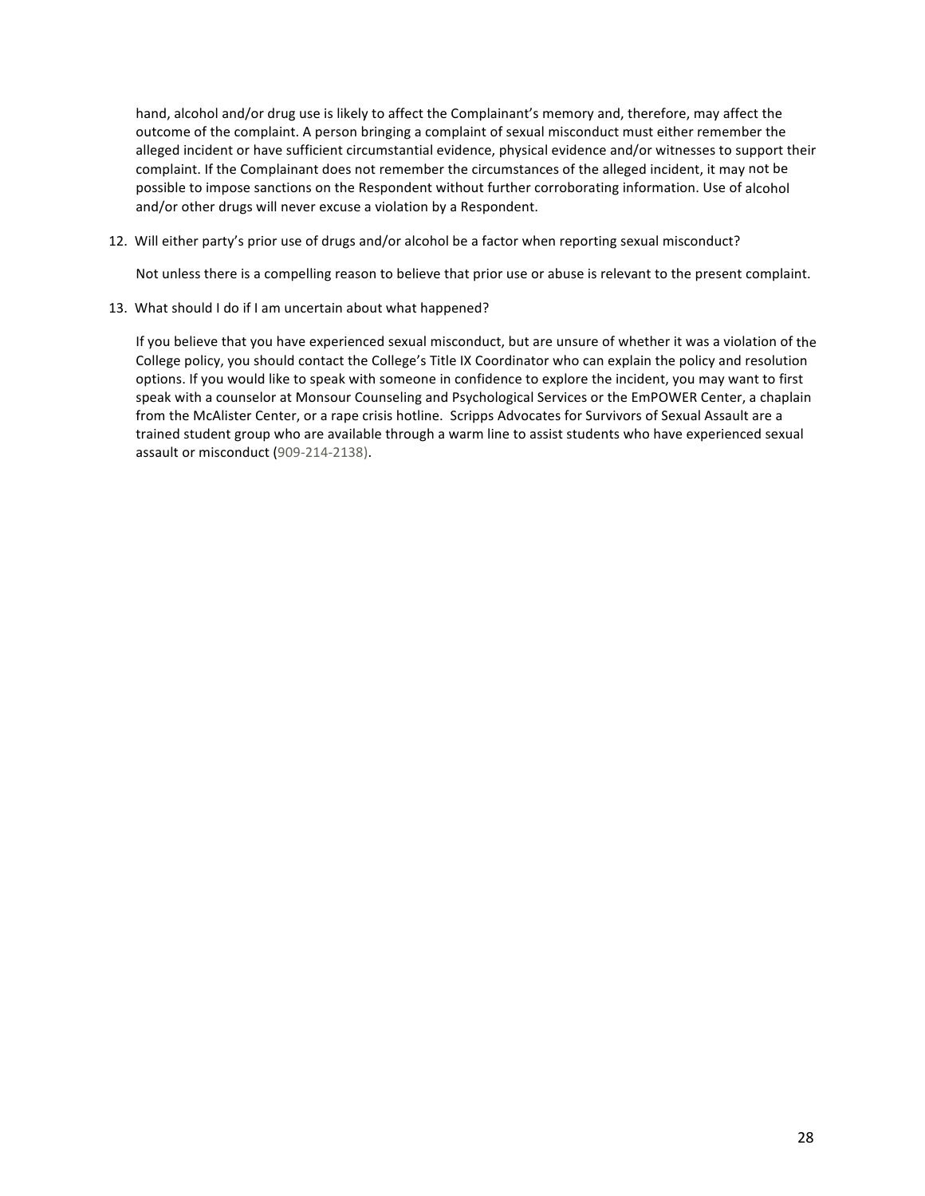hand, alcohol and/or drug use is likely to affect the Complainant's memory and, therefore, may affect the outcome of the complaint. A person bringing a complaint of sexual misconduct must either remember the alleged incident or have sufficient circumstantial evidence, physical evidence and/or witnesses to support their complaint. If the Complainant does not remember the circumstances of the alleged incident, it may not be possible to impose sanctions on the Respondent without further corroborating information. Use of alcohol and/or other drugs will never excuse a violation by a Respondent.

12. Will either party's prior use of drugs and/or alcohol be a factor when reporting sexual misconduct?

    Not unless there is a compelling reason to believe that prior use or abuse is relevant to the present complaint.

13. What should I do if I am uncertain about what happened?

    If you believe that you have experienced sexual misconduct, but are unsure of whether it was a violation of the College policy, you should contact the College's Title IX Coordinator who can explain the policy and resolution options. If you would like to speak with someone in confidence to explore the incident, you may want to first speak with a counselor at Monsour Counseling and Psychological Services or the EmPOWER Center, a chaplain from the McAlister Center, or a rape crisis hotline. Scripps Advocates for Survivors of Sexual Assault are a trained student group who are available through a warm line to assist students who have experienced sexual assault or misconduct (909-214-2138).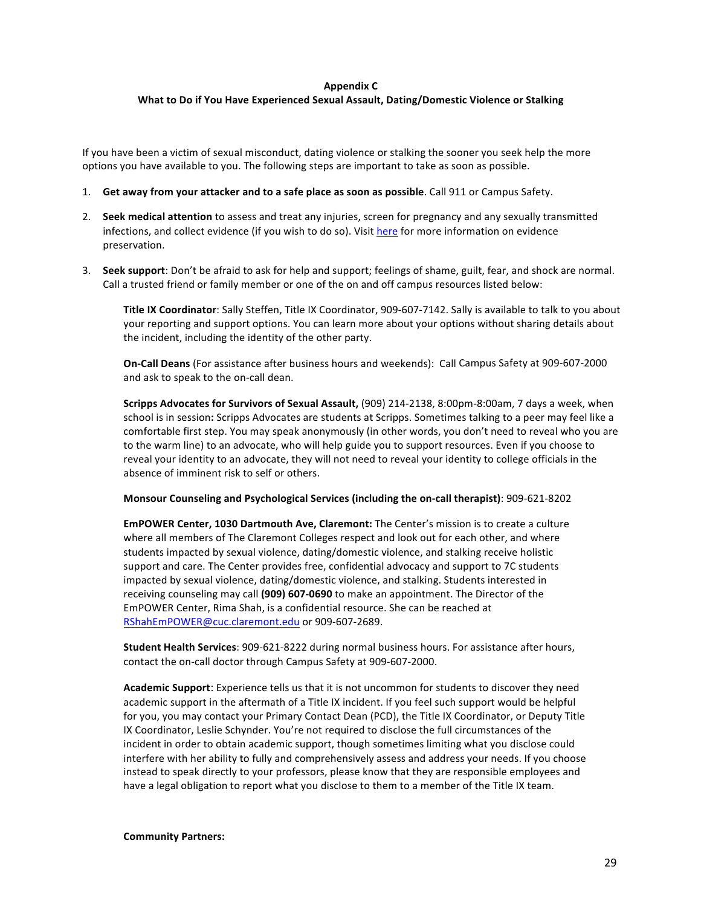**Appendix C**

**What to Do if You Have Experienced Sexual Assault, Dating/Domestic Violence or Stalking**

If you have been a victim of sexual misconduct, dating violence or stalking the sooner you seek help the more options you have available to you. The following steps are important to take as soon as possible.

1. **Get away from your attacker and to a safe place as soon as possible**. Call 911 or Campus Safety.

2. **Seek medical attention** to assess and treat any injuries, screen for pregnancy and any sexually transmitted infections, and collect evidence (if you wish to do so). Visit [here]() for more information on evidence preservation.

3. **Seek support**: Don't be afraid to ask for help and support; feelings of shame, guilt, fear, and shock are normal. Call a trusted friend or family member or one of the on and off campus resources listed below:

   **Title IX Coordinator**: Sally Steffen, Title IX Coordinator, 909-607-7142. Sally is available to talk to you about your reporting and support options. You can learn more about your options without sharing details about the incident, including the identity of the other party.

   **On-Call Deans** (For assistance after business hours and weekends): Call Campus Safety at 909-607-2000 and ask to speak to the on-call dean.

   **Scripps Advocates for Survivors of Sexual Assault,** (909) 214-2138, 8:00pm-8:00am, 7 days a week, when school is in session**:** Scripps Advocates are students at Scripps. Sometimes talking to a peer may feel like a comfortable first step. You may speak anonymously (in other words, you don't need to reveal who you are to the warm line) to an advocate, who will help guide you to support resources. Even if you choose to reveal your identity to an advocate, they will not need to reveal your identity to college officials in the absence of imminent risk to self or others.

   **Monsour Counseling and Psychological Services (including the on-call therapist)**: 909-621-8202

   **EmPOWER Center, 1030 Dartmouth Ave, Claremont:** The Center's mission is to create a culture where all members of The Claremont Colleges respect and look out for each other, and where students impacted by sexual violence, dating/domestic violence, and stalking receive holistic support and care. The Center provides free, confidential advocacy and support to 7C students impacted by sexual violence, dating/domestic violence, and stalking. Students interested in receiving counseling may call **(909) 607-0690** to make an appointment. The Director of the EmPOWER Center, Rima Shah, is a confidential resource. She can be reached at RShahEmPOWER@cuc.claremont.edu or 909-607-2689.

   **Student Health Services**: 909-621-8222 during normal business hours. For assistance after hours, contact the on-call doctor through Campus Safety at 909-607-2000.

   **Academic Support**: Experience tells us that it is not uncommon for students to discover they need academic support in the aftermath of a Title IX incident. If you feel such support would be helpful for you, you may contact your Primary Contact Dean (PCD), the Title IX Coordinator, or Deputy Title IX Coordinator, Leslie Schynder. You're not required to disclose the full circumstances of the incident in order to obtain academic support, though sometimes limiting what you disclose could interfere with her ability to fully and comprehensively assess and address your needs. If you choose instead to speak directly to your professors, please know that they are responsible employees and have a legal obligation to report what you disclose to them to a member of the Title IX team.

   **Community Partners:**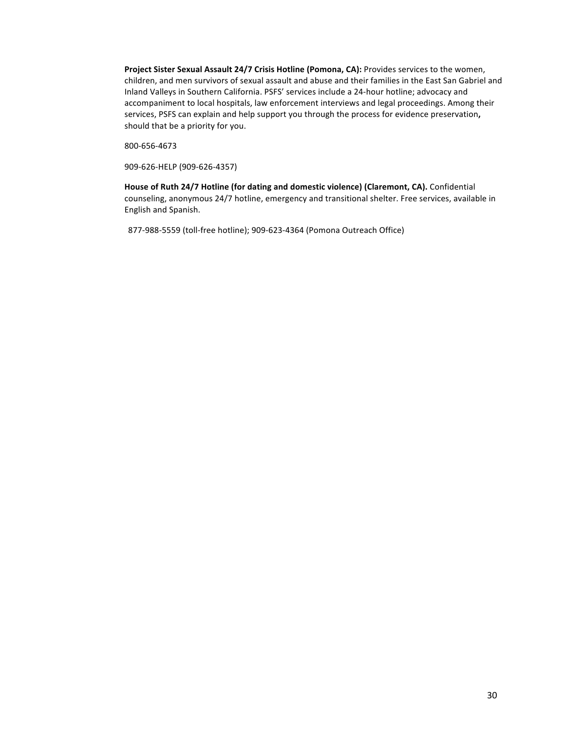**Project Sister Sexual Assault 24/7 Crisis Hotline (Pomona, CA):** Provides services to the women, children, and men survivors of sexual assault and abuse and their families in the East San Gabriel and Inland Valleys in Southern California. PSFS' services include a 24-hour hotline; advocacy and accompaniment to local hospitals, law enforcement interviews and legal proceedings. Among their services, PSFS can explain and help support you through the process for evidence preservation**,** should that be a priority for you.

800-656-4673

909-626-HELP (909-626-4357)

**House of Ruth 24/7 Hotline (for dating and domestic violence) (Claremont, CA).** Confidential counseling, anonymous 24/7 hotline, emergency and transitional shelter. Free services, available in English and Spanish.

877-988-5559 (toll-free hotline); 909-623-4364 (Pomona Outreach Office)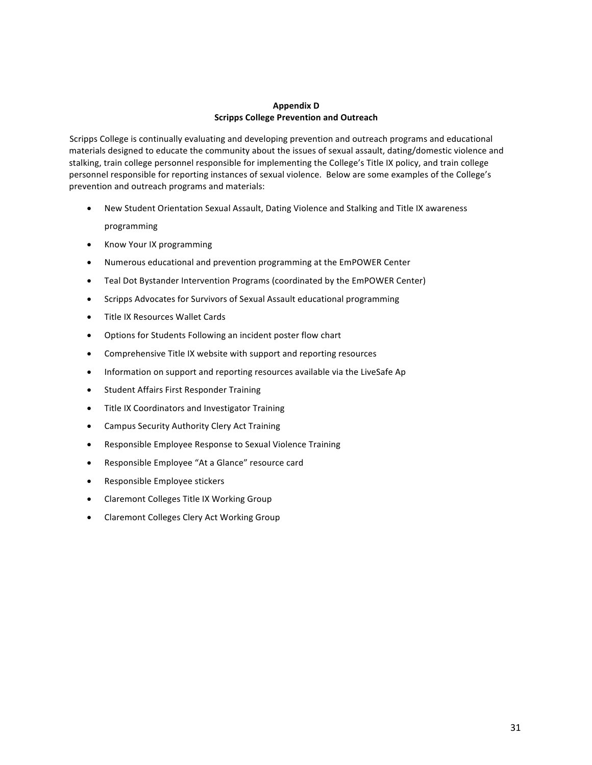## Appendix D
## Scripps College Prevention and Outreach

Scripps College is continually evaluating and developing prevention and outreach programs and educational materials designed to educate the community about the issues of sexual assault, dating/domestic violence and stalking, train college personnel responsible for implementing the College's Title IX policy, and train college personnel responsible for reporting instances of sexual violence. Below are some examples of the College's prevention and outreach programs and materials:

- New Student Orientation Sexual Assault, Dating Violence and Stalking and Title IX awareness programming
- Know Your IX programming
- Numerous educational and prevention programming at the EmPOWER Center
- Teal Dot Bystander Intervention Programs (coordinated by the EmPOWER Center)
- Scripps Advocates for Survivors of Sexual Assault educational programming
- Title IX Resources Wallet Cards
- Options for Students Following an incident poster flow chart
- Comprehensive Title IX website with support and reporting resources
- Information on support and reporting resources available via the LiveSafe Ap
- Student Affairs First Responder Training
- Title IX Coordinators and Investigator Training
- Campus Security Authority Clery Act Training
- Responsible Employee Response to Sexual Violence Training
- Responsible Employee "At a Glance" resource card
- Responsible Employee stickers
- Claremont Colleges Title IX Working Group
- Claremont Colleges Clery Act Working Group